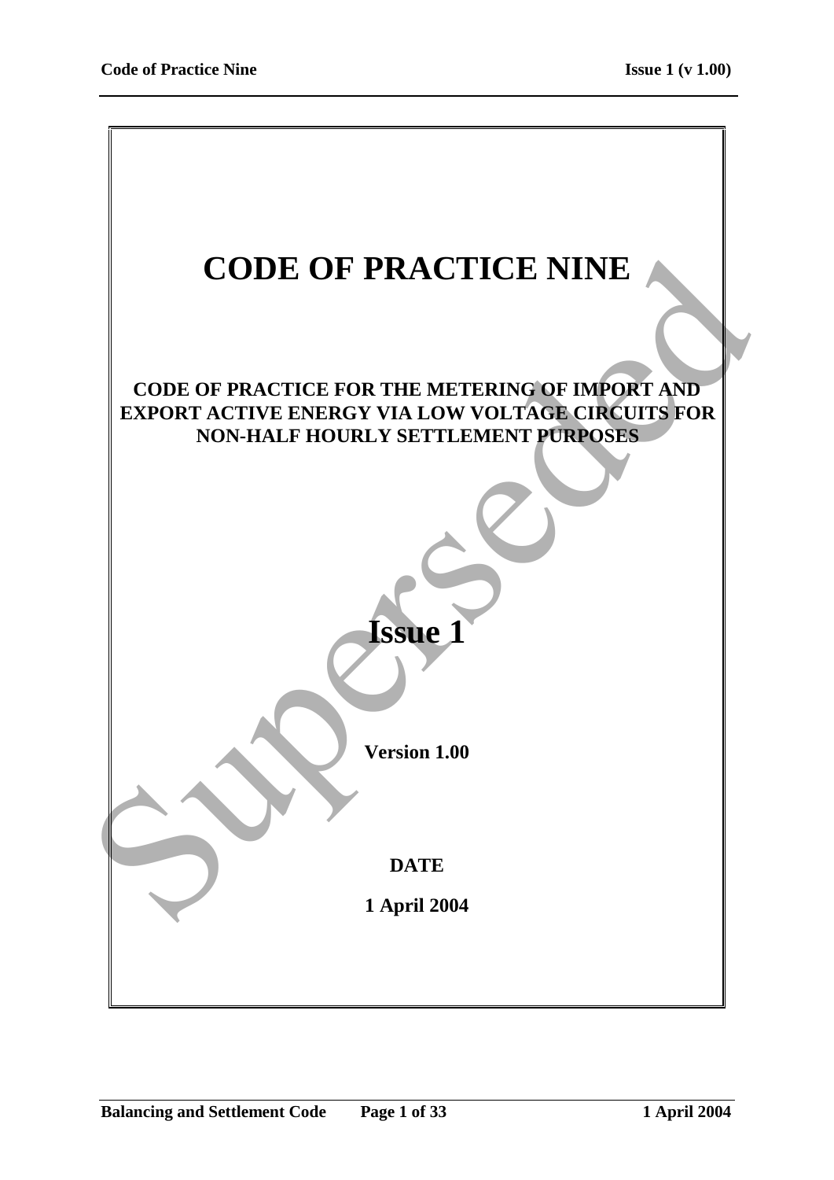# CODE OF PRACTICE NINE

## CODE OF PRACTICE FOR THE METERING OF IMPORT AND EXPORT ACTIVE ENERGY VIA LOW VOLTAGE CIRCUITS FOR NON-HALF HOURLY SETTLEMENT PURPOSES

# Issue 1

**Version 1.00**

**DATE**

**1 April 2004**

Superseded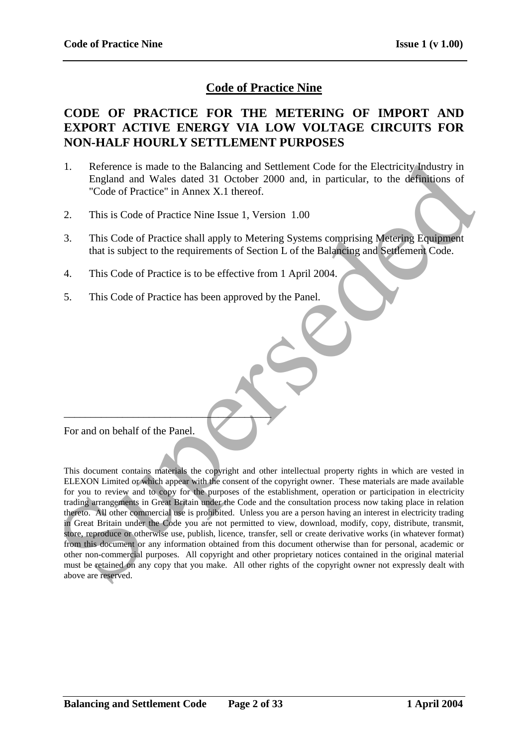# Code of Practice Nine

## CODE OF PRACTICE FOR THE METERING OF IMPORT AND EXPORT ACTIVE ENERGY VIA LOW VOLTAGE CIRCUITS FOR NON-HALF HOURLY SETTLEMENT PURPOSES

1. Reference is made to the Balancing and Settlement Code for the Electricity Industry in England and Wales dated 31 October 2000 and, in particular, to the definitions of "Code of Practice" in Annex X.1 thereof.

2. This is Code of Practice Nine Issue 1, Version 1.00

3. This Code of Practice shall apply to Metering Systems comprising Metering Equipment that is subject to the requirements of Section L of the Balancing and Settlement Code.

4. This Code of Practice is to be effective from 1 April 2004.

5. This Code of Practice has been approved by the Panel.

\_\_\_\_\_\_\_\_\_\_\_\_\_\_\_\_\_\_\_\_\_\_\_\_\_\_\_\_\_\_\_\_\_\_\_\_\_\_

For and on behalf of the Panel.

This document contains materials the copyright and other intellectual property rights in which are vested in ELEXON Limited or which appear with the consent of the copyright owner. These materials are made available for you to review and to copy for the purposes of the establishment, operation or participation in electricity trading arrangements in Great Britain under the Code and the consultation process now taking place in relation thereto. All other commercial use is prohibited. Unless you are a person having an interest in electricity trading in Great Britain under the Code you are not permitted to view, download, modify, copy, distribute, transmit, store, reproduce or otherwise use, publish, licence, transfer, sell or create derivative works (in whatever format) from this document or any information obtained from this document otherwise than for personal, academic or other non-commercial purposes. All copyright and other proprietary notices contained in the original material must be retained on any copy that you make. All other rights of the copyright owner not expressly dealt with above are reserved.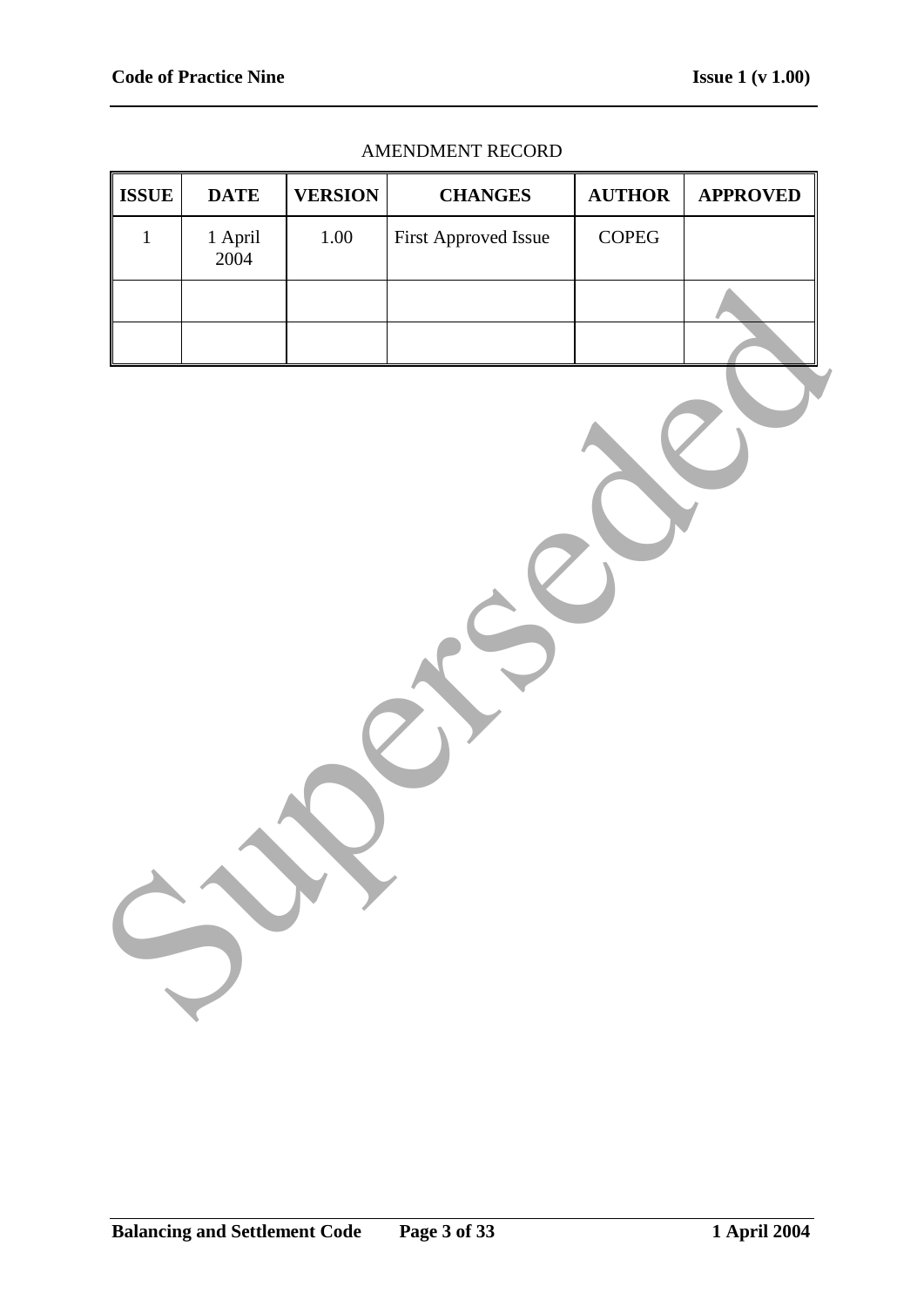AMENDMENT RECORD

| ISSUE | DATE | VERSION | CHANGES | AUTHOR | APPROVED |
|---|---|---|---|---|---|
| 1 | 1 April 2004 | 1.00 | First Approved Issue | COPEG | |
| | | | | | |
| | | | | | |

Superseded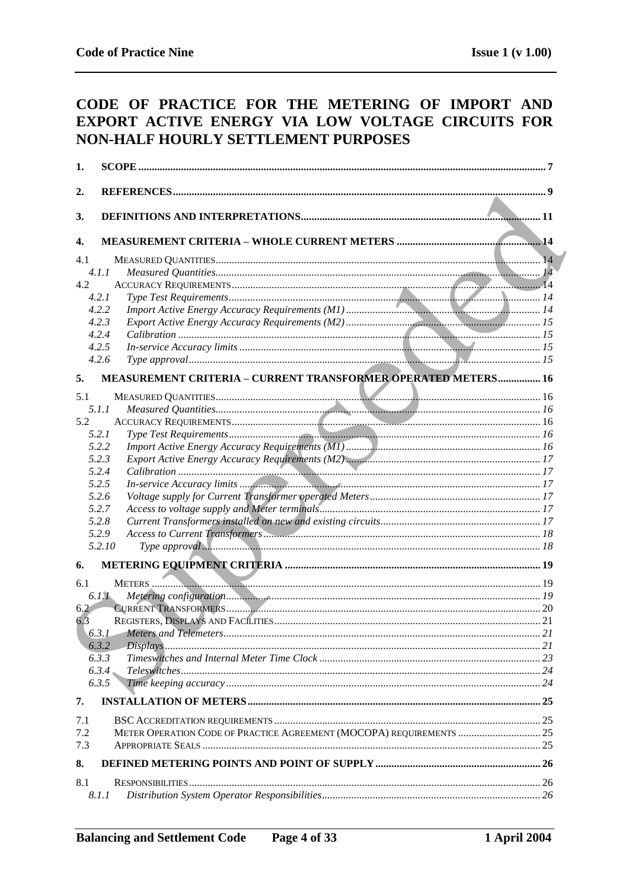# CODE OF PRACTICE FOR THE METERING OF IMPORT AND EXPORT ACTIVE ENERGY VIA LOW VOLTAGE CIRCUITS FOR NON-HALF HOURLY SETTLEMENT PURPOSES

**1. SCOPE** ..... 7

**2. REFERENCES** ..... 9

**3. DEFINITIONS AND INTERPRETATIONS** ..... 11

**4. MEASUREMENT CRITERIA – WHOLE CURRENT METERS** ..... 14

4.1 MEASURED QUANTITIES ..... 14
- 4.1.1 *Measured Quantities* ..... 14

4.2 ACCURACY REQUIREMENTS ..... 14
- 4.2.1 *Type Test Requirements* ..... 14
- 4.2.2 *Import Active Energy Accuracy Requirements (M1)* ..... 14
- 4.2.3 *Export Active Energy Accuracy Requirements (M2)* ..... 15
- 4.2.4 *Calibration* ..... 15
- 4.2.5 *In-service Accuracy limits* ..... 15
- 4.2.6 *Type approval* ..... 15

**5. MEASUREMENT CRITERIA – CURRENT TRANSFORMER OPERATED METERS** ..... 16

5.1 MEASURED QUANTITIES ..... 16
- 5.1.1 *Measured Quantities* ..... 16

5.2 ACCURACY REQUIREMENTS ..... 16
- 5.2.1 *Type Test Requirements* ..... 16
- 5.2.2 *Import Active Energy Accuracy Requirements (M1)* ..... 16
- 5.2.3 *Export Active Energy Accuracy Requirements (M2)* ..... 17
- 5.2.4 *Calibration* ..... 17
- 5.2.5 *In-service Accuracy limits* ..... 17
- 5.2.6 *Voltage supply for Current Transformer operated Meters* ..... 17
- 5.2.7 *Access to voltage supply and Meter terminals* ..... 17
- 5.2.8 *Current Transformers installed on new and existing circuits* ..... 17
- 5.2.9 *Access to Current Transformers* ..... 18
- 5.2.10 *Type approval* ..... 18

**6. METERING EQUIPMENT CRITERIA** ..... 19

6.1 METERS ..... 19
- 6.1.1 *Metering configuration* ..... 19

6.2 CURRENT TRANSFORMERS ..... 20

6.3 REGISTERS, DISPLAYS AND FACILITIES ..... 21
- 6.3.1 *Meters and Telemeters* ..... 21
- 6.3.2 *Displays* ..... 21
- 6.3.3 *Timeswitches and Internal Meter Time Clock* ..... 23
- 6.3.4 *Teleswitches* ..... 24
- 6.3.5 *Time keeping accuracy* ..... 24

**7. INSTALLATION OF METERS** ..... 25

7.1 BSC ACCREDITATION REQUIREMENTS ..... 25

7.2 METER OPERATION CODE OF PRACTICE AGREEMENT (MOCOPA) REQUIREMENTS ..... 25

7.3 APPROPRIATE SEALS ..... 25

**8. DEFINED METERING POINTS AND POINT OF SUPPLY** ..... 26

8.1 RESPONSIBILITIES ..... 26
- 8.1.1 *Distribution System Operator Responsibilities* ..... 26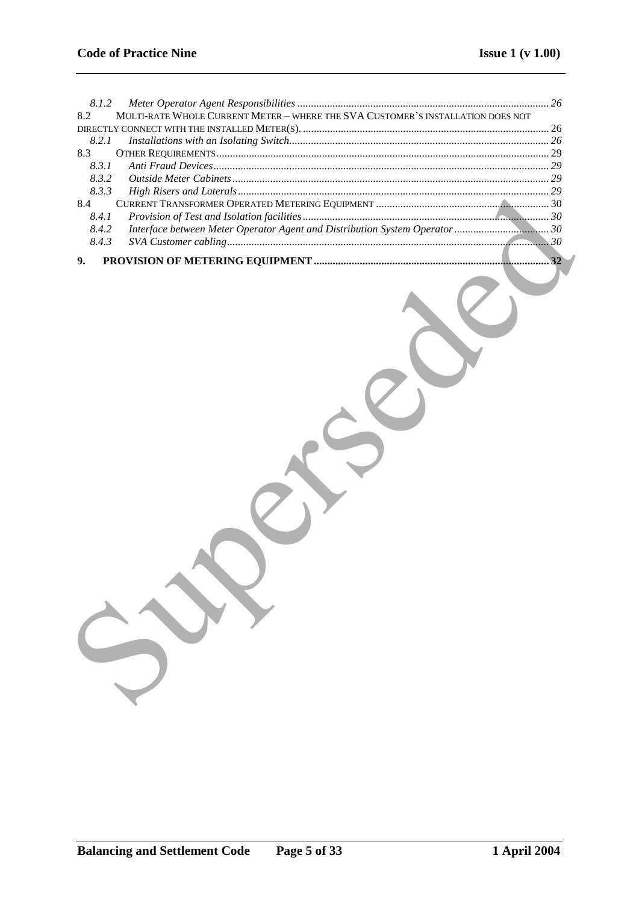8.1.2 *Meter Operator Agent Responsibilities* ............ 26

8.2 MULTI-RATE WHOLE CURRENT METER – WHERE THE SVA CUSTOMER'S INSTALLATION DOES NOT DIRECTLY CONNECT WITH THE INSTALLED METER(S). ............ 26

8.2.1 *Installations with an Isolating Switch* ............ 26

8.3 OTHER REQUIREMENTS ............ 29

8.3.1 *Anti Fraud Devices* ............ 29

8.3.2 *Outside Meter Cabinets* ............ 29

8.3.3 *High Risers and Laterals* ............ 29

8.4 CURRENT TRANSFORMER OPERATED METERING EQUIPMENT ............ 30

8.4.1 *Provision of Test and Isolation facilities* ............ 30

8.4.2 *Interface between Meter Operator Agent and Distribution System Operator* ............ 30

8.4.3 *SVA Customer cabling* ............ 30

**9. PROVISION OF METERING EQUIPMENT ............ 32**

Superseded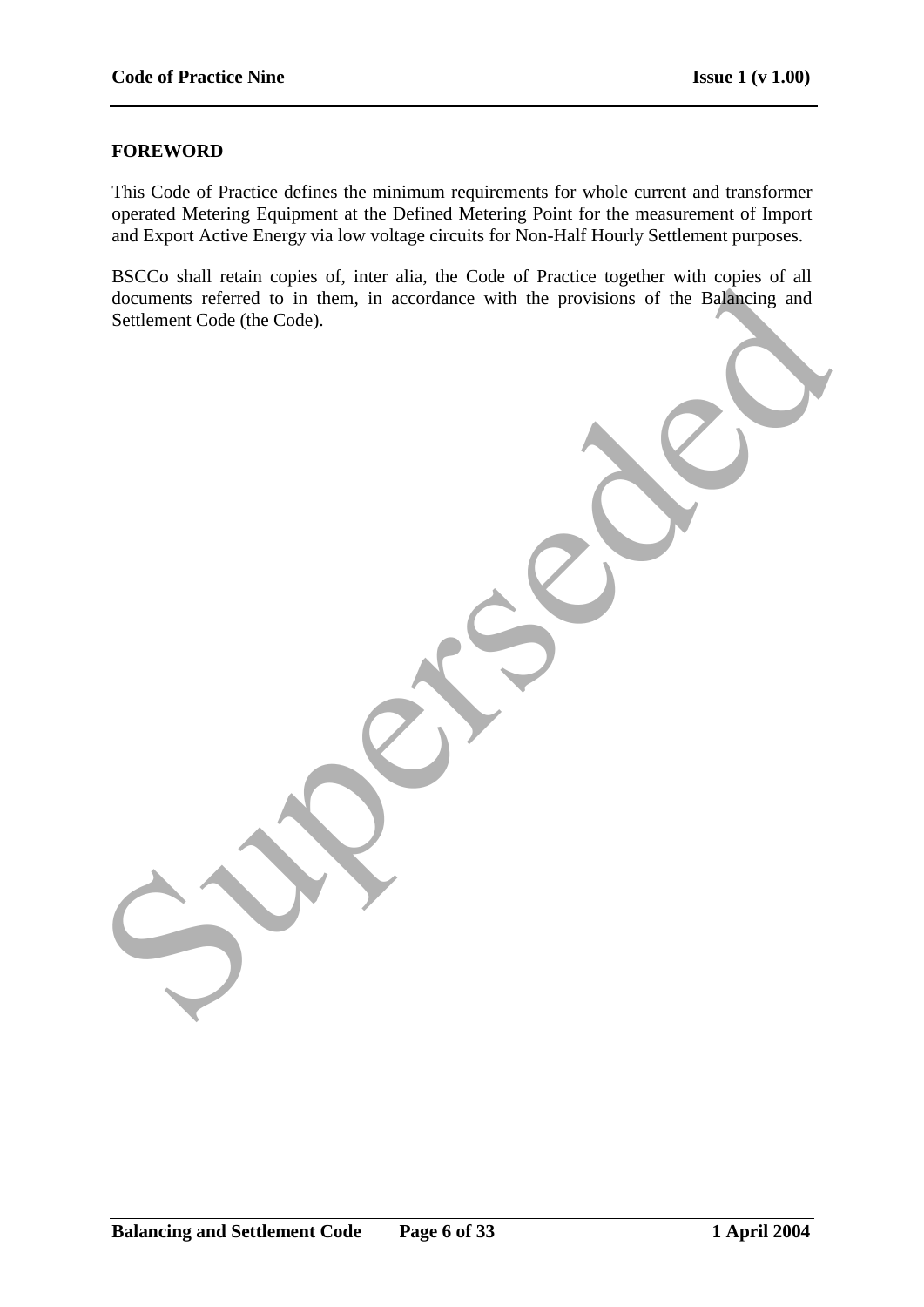# FOREWORD

This Code of Practice defines the minimum requirements for whole current and transformer operated Metering Equipment at the Defined Metering Point for the measurement of Import and Export Active Energy via low voltage circuits for Non-Half Hourly Settlement purposes.

BSCCo shall retain copies of, inter alia, the Code of Practice together with copies of all documents referred to in them, in accordance with the provisions of the Balancing and Settlement Code (the Code).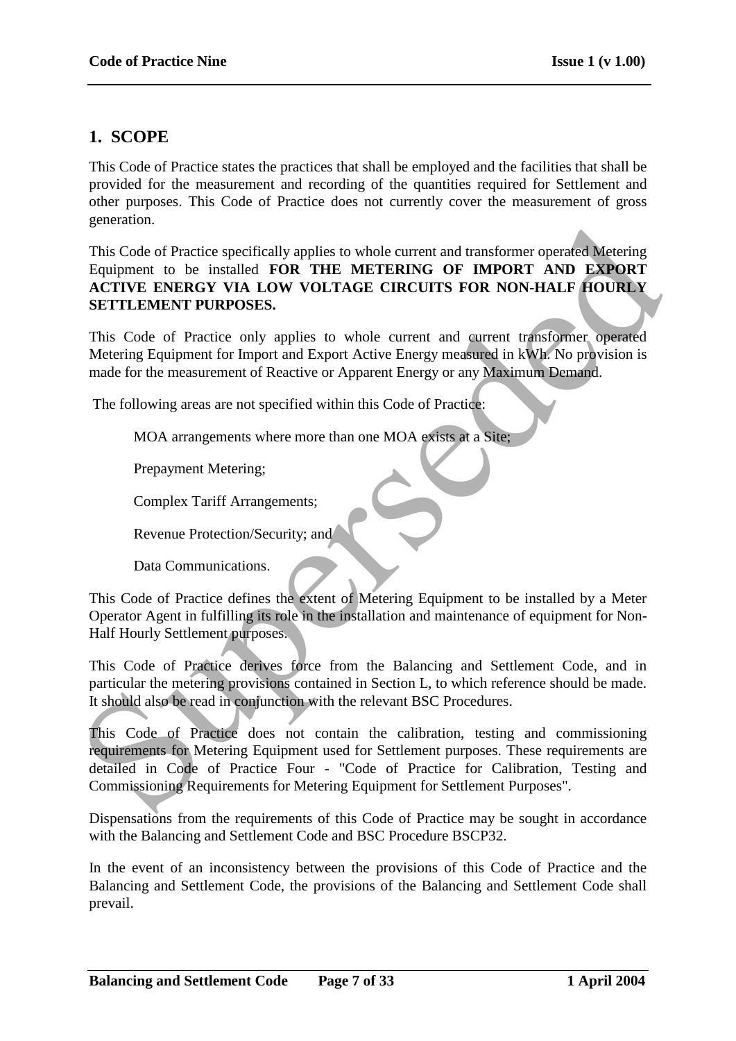# 1. SCOPE

This Code of Practice states the practices that shall be employed and the facilities that shall be provided for the measurement and recording of the quantities required for Settlement and other purposes. This Code of Practice does not currently cover the measurement of gross generation.

This Code of Practice specifically applies to whole current and transformer operated Metering Equipment to be installed **FOR THE METERING OF IMPORT AND EXPORT ACTIVE ENERGY VIA LOW VOLTAGE CIRCUITS FOR NON-HALF HOURLY SETTLEMENT PURPOSES.**

This Code of Practice only applies to whole current and current transformer operated Metering Equipment for Import and Export Active Energy measured in kWh. No provision is made for the measurement of Reactive or Apparent Energy or any Maximum Demand.

The following areas are not specified within this Code of Practice:

MOA arrangements where more than one MOA exists at a Site;

Prepayment Metering;

Complex Tariff Arrangements;

Revenue Protection/Security; and

Data Communications.

This Code of Practice defines the extent of Metering Equipment to be installed by a Meter Operator Agent in fulfilling its role in the installation and maintenance of equipment for Non-Half Hourly Settlement purposes.

This Code of Practice derives force from the Balancing and Settlement Code, and in particular the metering provisions contained in Section L, to which reference should be made. It should also be read in conjunction with the relevant BSC Procedures.

This Code of Practice does not contain the calibration, testing and commissioning requirements for Metering Equipment used for Settlement purposes. These requirements are detailed in Code of Practice Four - "Code of Practice for Calibration, Testing and Commissioning Requirements for Metering Equipment for Settlement Purposes".

Dispensations from the requirements of this Code of Practice may be sought in accordance with the Balancing and Settlement Code and BSC Procedure BSCP32.

In the event of an inconsistency between the provisions of this Code of Practice and the Balancing and Settlement Code, the provisions of the Balancing and Settlement Code shall prevail.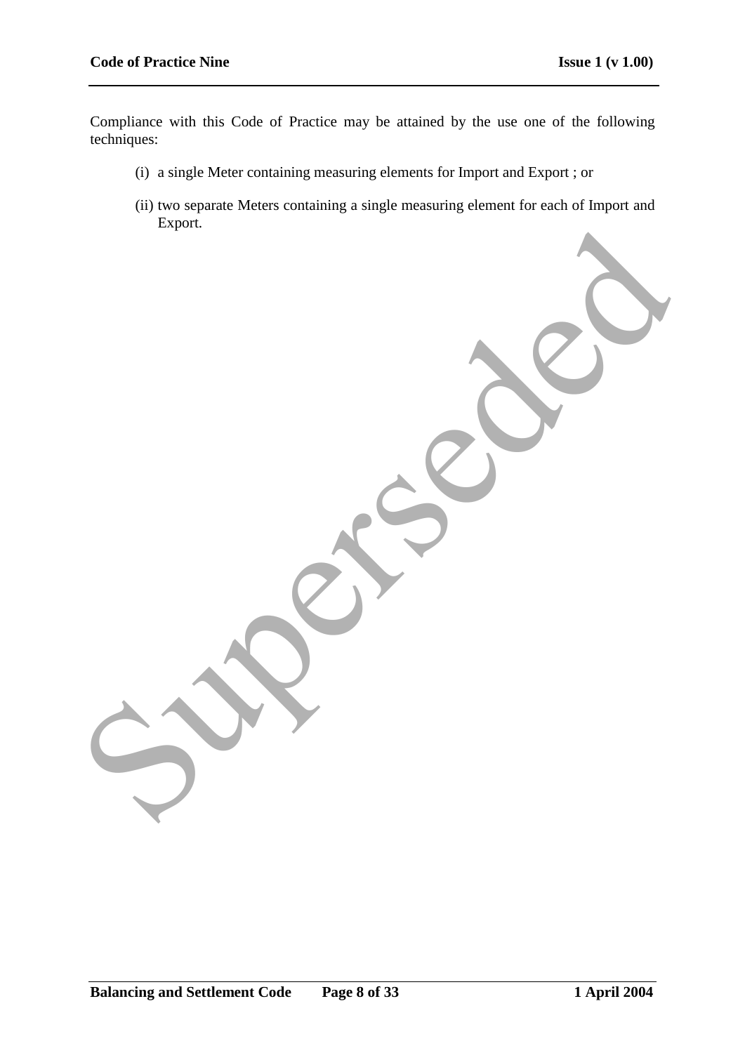Compliance with this Code of Practice may be attained by the use one of the following techniques:

(i) a single Meter containing measuring elements for Import and Export ; or

(ii) two separate Meters containing a single measuring element for each of Import and Export.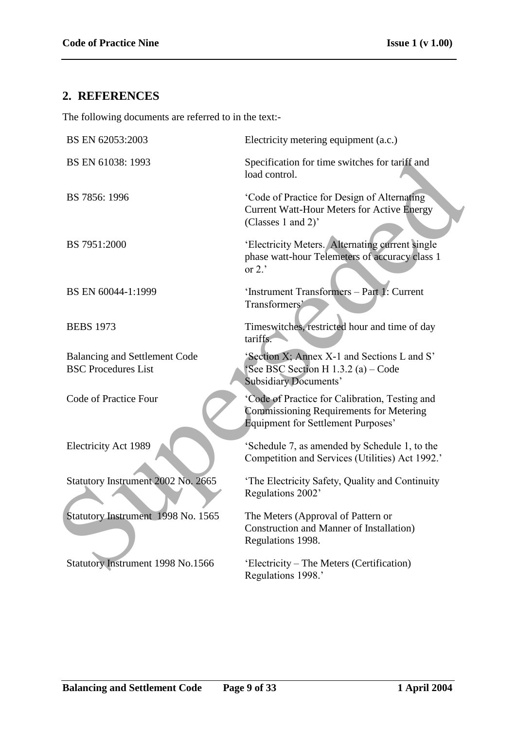## 2. REFERENCES

The following documents are referred to in the text:-

| | |
|---|---|
| BS EN 62053:2003 | Electricity metering equipment (a.c.) |
| BS EN 61038: 1993 | Specification for time switches for tariff and load control. |
| BS 7856: 1996 | 'Code of Practice for Design of Alternating Current Watt-Hour Meters for Active Energy (Classes 1 and 2)' |
| BS 7951:2000 | 'Electricity Meters. Alternating current single phase watt-hour Telemeters of accuracy class 1 or 2.' |
| BS EN 60044-1:1999 | 'Instrument Transformers – Part 1: Current Transformers' |
| BEBS 1973 | Timeswitches, restricted hour and time of day tariffs. |
| Balancing and Settlement Code | 'Section X; Annex X-1 and Sections L and S' |
| BSC Procedures List | 'See BSC Section H 1.3.2 (a) – Code Subsidiary Documents' |
| Code of Practice Four | 'Code of Practice for Calibration, Testing and Commissioning Requirements for Metering Equipment for Settlement Purposes' |
| Electricity Act 1989 | 'Schedule 7, as amended by Schedule 1, to the Competition and Services (Utilities) Act 1992.' |
| Statutory Instrument 2002 No. 2665 | 'The Electricity Safety, Quality and Continuity Regulations 2002' |
| Statutory Instrument 1998 No. 1565 | The Meters (Approval of Pattern or Construction and Manner of Installation) Regulations 1998. |
| Statutory Instrument 1998 No.1566 | 'Electricity – The Meters (Certification) Regulations 1998.' |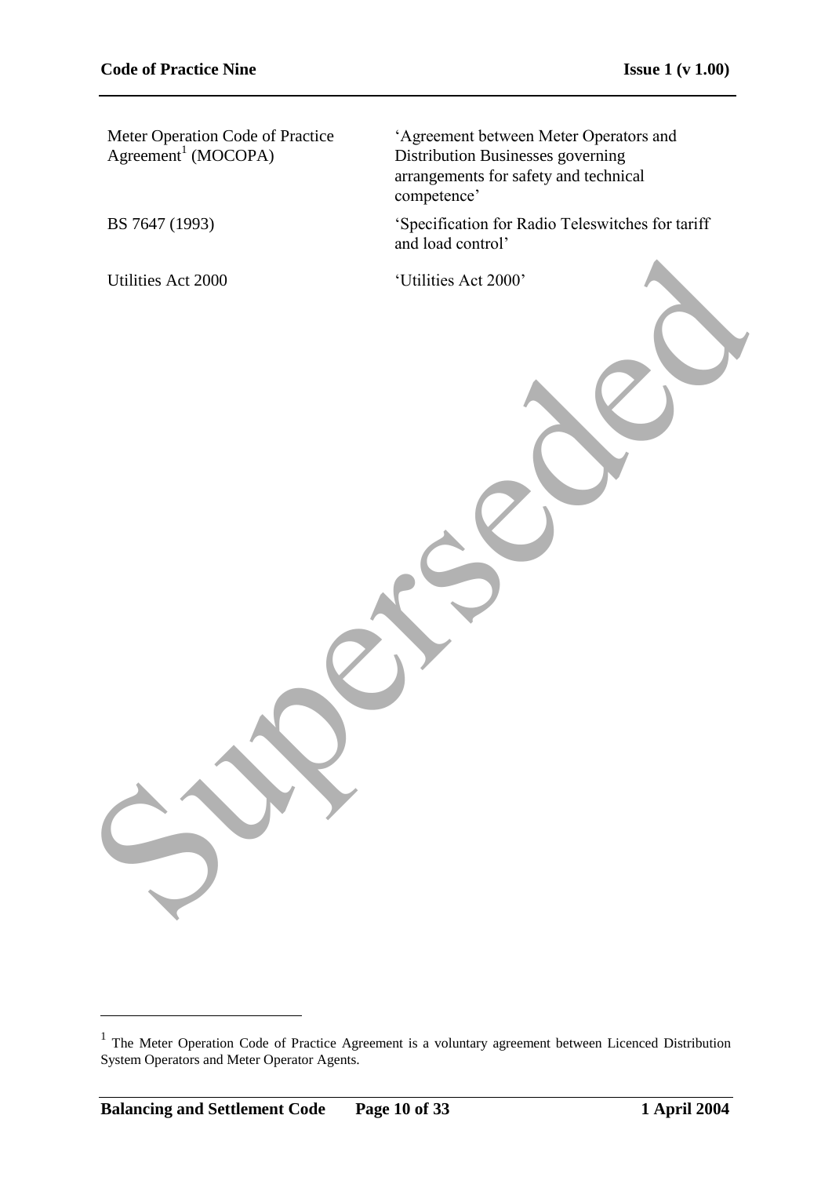| | |
|---|---|
| Meter Operation Code of Practice Agreement[1] (MOCOPA) | 'Agreement between Meter Operators and Distribution Businesses governing arrangements for safety and technical competence' |
| BS 7647 (1993) | 'Specification for Radio Teleswitches for tariff and load control' |
| Utilities Act 2000 | 'Utilities Act 2000' |

Superseded

[1] The Meter Operation Code of Practice Agreement is a voluntary agreement between Licenced Distribution System Operators and Meter Operator Agents.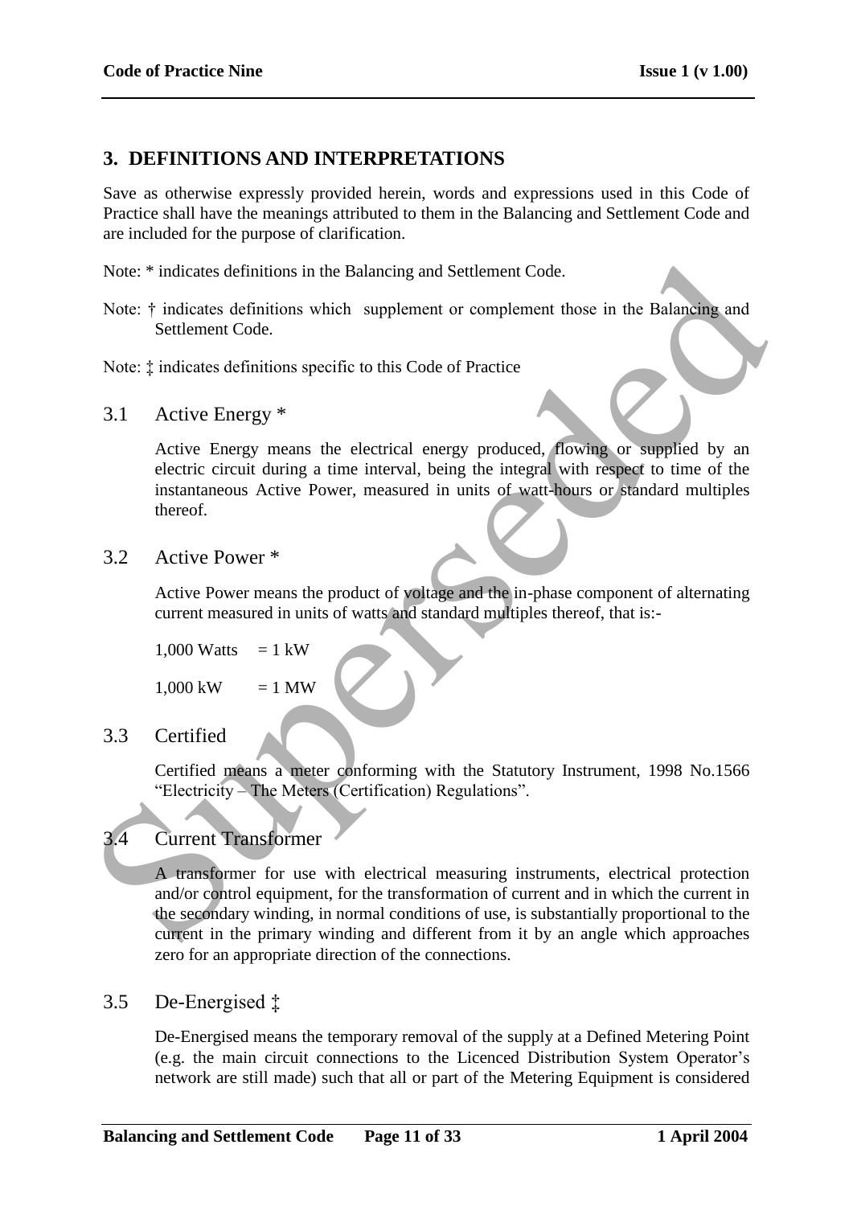## 3. DEFINITIONS AND INTERPRETATIONS

Save as otherwise expressly provided herein, words and expressions used in this Code of Practice shall have the meanings attributed to them in the Balancing and Settlement Code and are included for the purpose of clarification.

Note: * indicates definitions in the Balancing and Settlement Code.

Note: † indicates definitions which supplement or complement those in the Balancing and Settlement Code.

Note: ‡ indicates definitions specific to this Code of Practice

### 3.1 Active Energy *

Active Energy means the electrical energy produced, flowing or supplied by an electric circuit during a time interval, being the integral with respect to time of the instantaneous Active Power, measured in units of watt-hours or standard multiples thereof.

### 3.2 Active Power *

Active Power means the product of voltage and the in-phase component of alternating current measured in units of watts and standard multiples thereof, that is:-

1,000 Watts = 1 kW

1,000 kW = 1 MW

### 3.3 Certified

Certified means a meter conforming with the Statutory Instrument, 1998 No.1566 "Electricity – The Meters (Certification) Regulations".

### 3.4 Current Transformer

A transformer for use with electrical measuring instruments, electrical protection and/or control equipment, for the transformation of current and in which the current in the secondary winding, in normal conditions of use, is substantially proportional to the current in the primary winding and different from it by an angle which approaches zero for an appropriate direction of the connections.

### 3.5 De-Energised ‡

De-Energised means the temporary removal of the supply at a Defined Metering Point (e.g. the main circuit connections to the Licenced Distribution System Operator's network are still made) such that all or part of the Metering Equipment is considered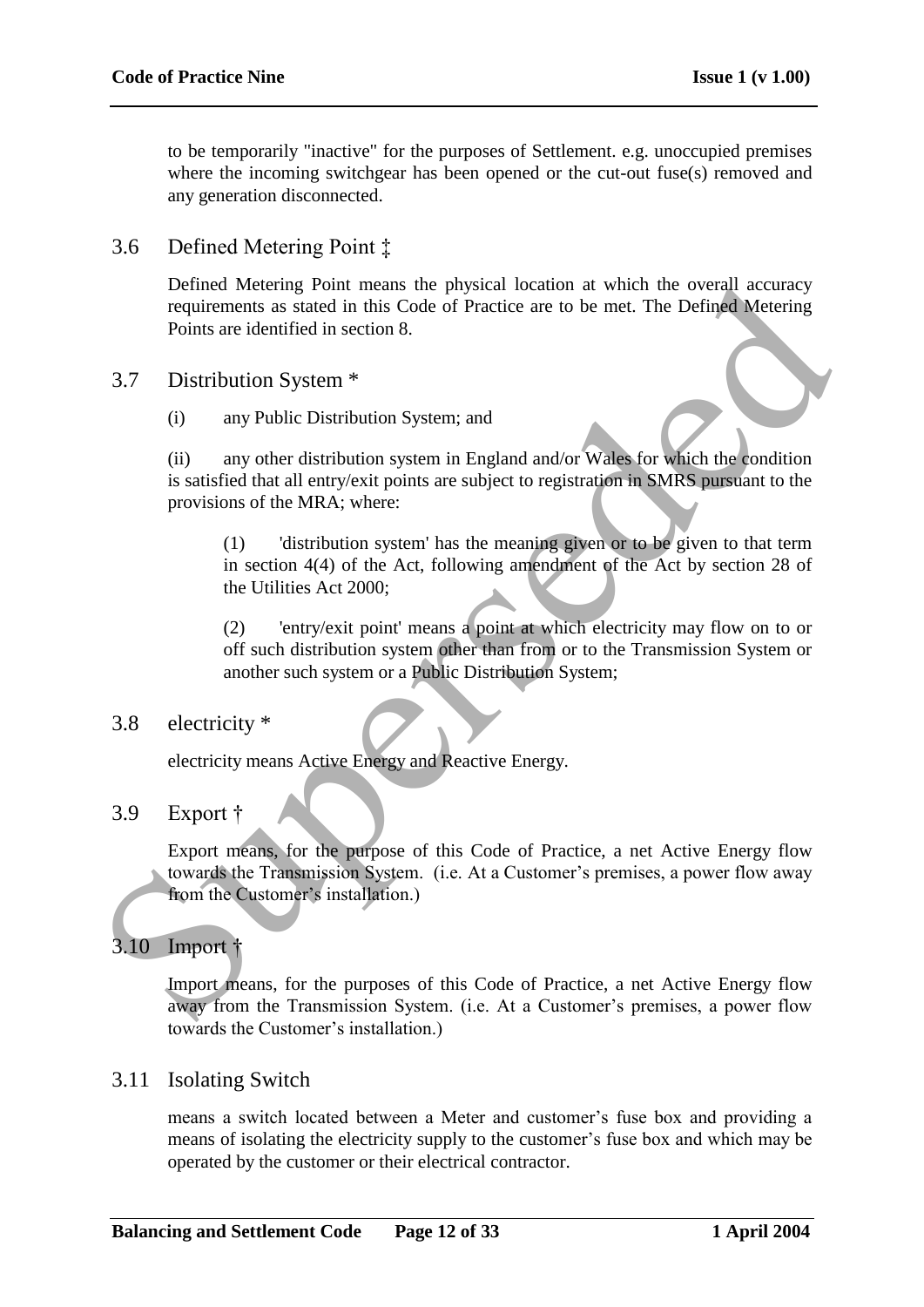to be temporarily "inactive" for the purposes of Settlement. e.g. unoccupied premises where the incoming switchgear has been opened or the cut-out fuse(s) removed and any generation disconnected.

## 3.6 Defined Metering Point ‡

Defined Metering Point means the physical location at which the overall accuracy requirements as stated in this Code of Practice are to be met. The Defined Metering Points are identified in section 8.

## 3.7 Distribution System *

(i) any Public Distribution System; and

(ii) any other distribution system in England and/or Wales for which the condition is satisfied that all entry/exit points are subject to registration in SMRS pursuant to the provisions of the MRA; where:

> (1) 'distribution system' has the meaning given or to be given to that term in section 4(4) of the Act, following amendment of the Act by section 28 of the Utilities Act 2000;
>
> (2) 'entry/exit point' means a point at which electricity may flow on to or off such distribution system other than from or to the Transmission System or another such system or a Public Distribution System;

## 3.8 electricity *

electricity means Active Energy and Reactive Energy.

## 3.9 Export †

Export means, for the purpose of this Code of Practice, a net Active Energy flow towards the Transmission System. (i.e. At a Customer's premises, a power flow away from the Customer's installation.)

## 3.10 Import †

Import means, for the purposes of this Code of Practice, a net Active Energy flow away from the Transmission System. (i.e. At a Customer's premises, a power flow towards the Customer's installation.)

## 3.11 Isolating Switch

means a switch located between a Meter and customer's fuse box and providing a means of isolating the electricity supply to the customer's fuse box and which may be operated by the customer or their electrical contractor.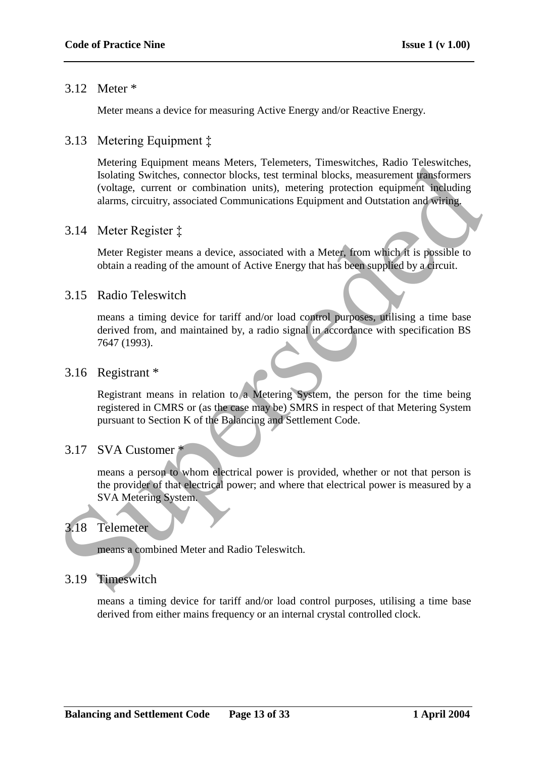## 3.12 Meter *

Meter means a device for measuring Active Energy and/or Reactive Energy.

## 3.13 Metering Equipment ‡

Metering Equipment means Meters, Telemeters, Timeswitches, Radio Teleswitches, Isolating Switches, connector blocks, test terminal blocks, measurement transformers (voltage, current or combination units), metering protection equipment including alarms, circuitry, associated Communications Equipment and Outstation and wiring.

## 3.14 Meter Register ‡

Meter Register means a device, associated with a Meter, from which it is possible to obtain a reading of the amount of Active Energy that has been supplied by a circuit.

## 3.15 Radio Teleswitch

means a timing device for tariff and/or load control purposes, utilising a time base derived from, and maintained by, a radio signal in accordance with specification BS 7647 (1993).

## 3.16 Registrant *

Registrant means in relation to a Metering System, the person for the time being registered in CMRS or (as the case may be) SMRS in respect of that Metering System pursuant to Section K of the Balancing and Settlement Code.

## 3.17 SVA Customer *

means a person to whom electrical power is provided, whether or not that person is the provider of that electrical power; and where that electrical power is measured by a SVA Metering System.

## 3.18 Telemeter

means a combined Meter and Radio Teleswitch.

## 3.19 Timeswitch

means a timing device for tariff and/or load control purposes, utilising a time base derived from either mains frequency or an internal crystal controlled clock.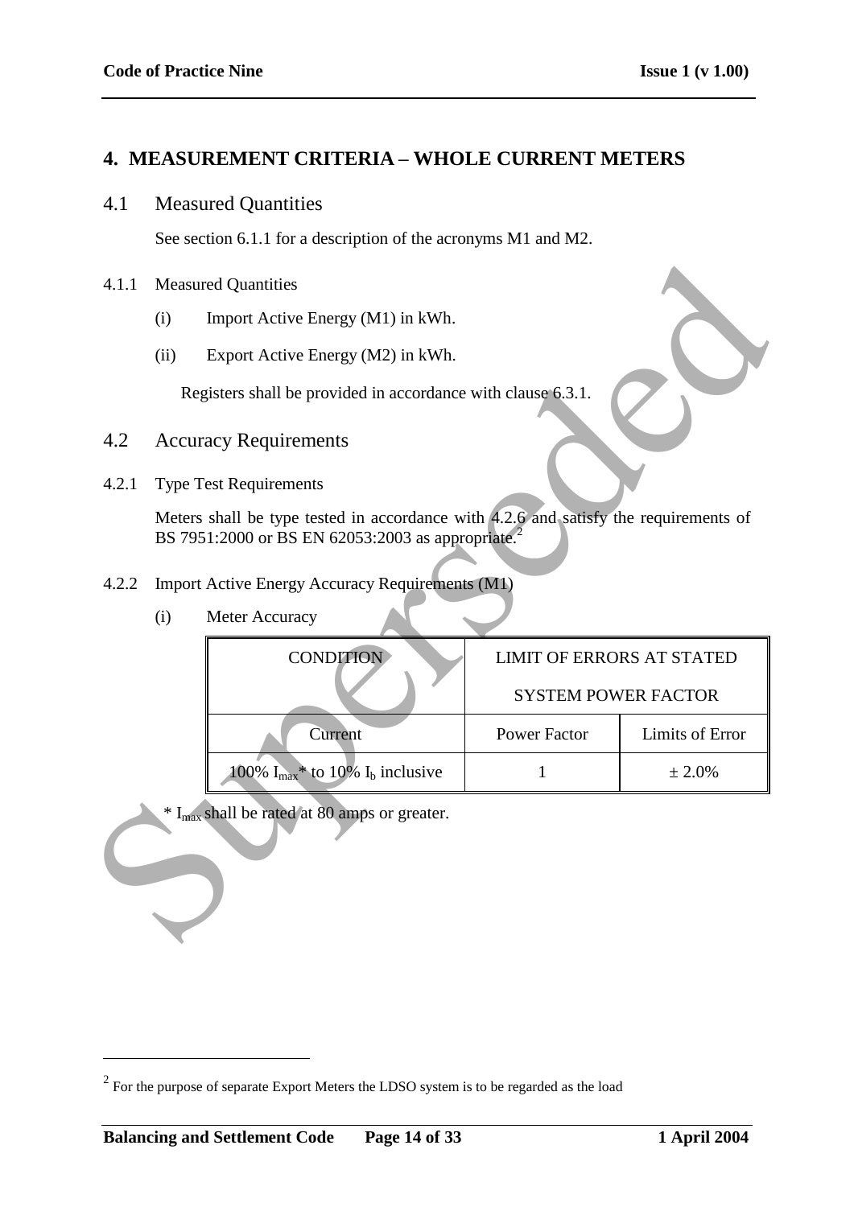## 4. MEASUREMENT CRITERIA – WHOLE CURRENT METERS

### 4.1 Measured Quantities

See section 6.1.1 for a description of the acronyms M1 and M2.

4.1.1 Measured Quantities

(i) Import Active Energy (M1) in kWh.

(ii) Export Active Energy (M2) in kWh.

Registers shall be provided in accordance with clause 6.3.1.

### 4.2 Accuracy Requirements

4.2.1 Type Test Requirements

Meters shall be type tested in accordance with 4.2.6 and satisfy the requirements of BS 7951:2000 or BS EN 62053:2003 as appropriate.[2]

4.2.2 Import Active Energy Accuracy Requirements (M1)

(i) Meter Accuracy

| CONDITION | LIMIT OF ERRORS AT STATED SYSTEM POWER FACTOR | |
|---|---|---|
| Current | Power Factor | Limits of Error |
| 100% $I_{max}$* to 10% $I_b$ inclusive | 1 | ± 2.0% |

\* $I_{max}$ shall be rated at 80 amps or greater.

---

[2] For the purpose of separate Export Meters the LDSO system is to be regarded as the load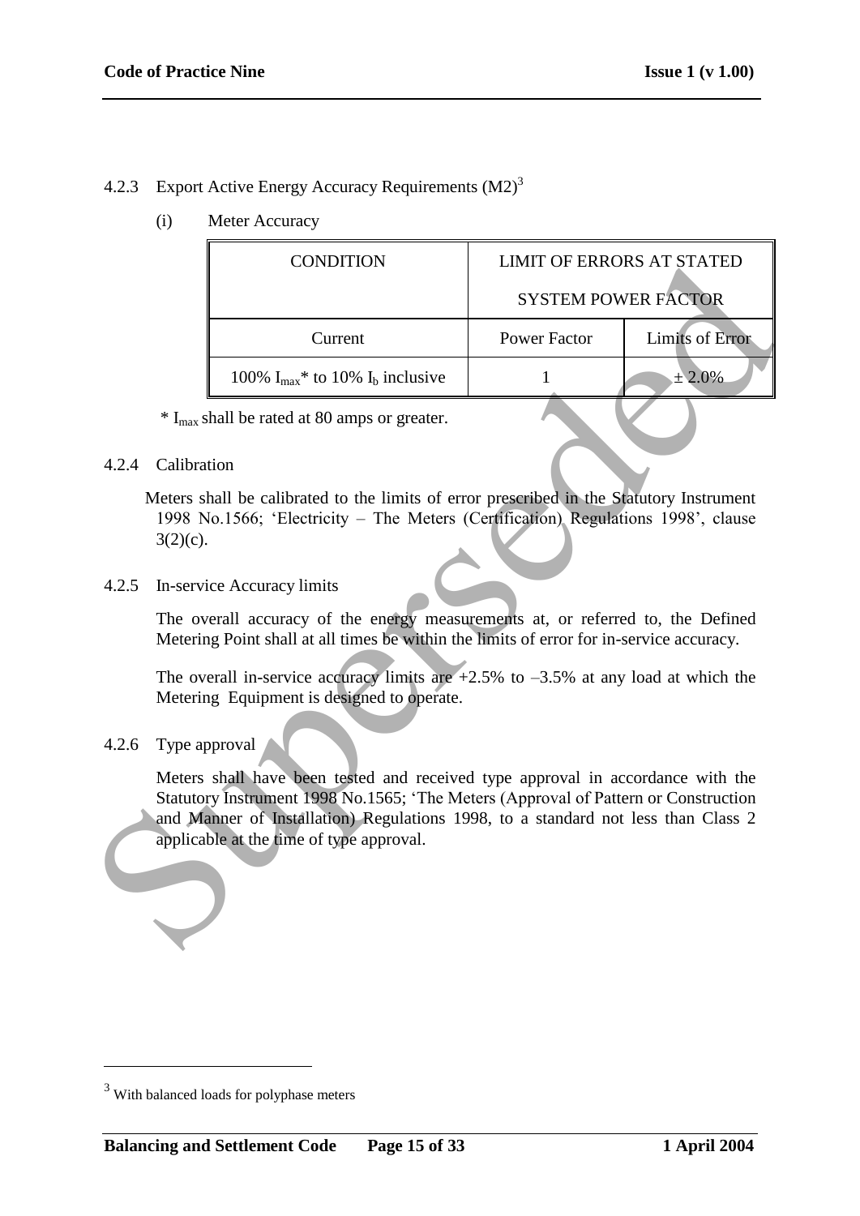#### 4.2.3 Export Active Energy Accuracy Requirements (M2)[3]

(i) Meter Accuracy

| CONDITION | LIMIT OF ERRORS AT STATED SYSTEM POWER FACTOR | |
|---|---|---|
| Current | Power Factor | Limits of Error |
| 100% $I_{max}$* to 10% $I_b$ inclusive | 1 | ± 2.0% |

\* $I_{max}$ shall be rated at 80 amps or greater.

#### 4.2.4 Calibration

Meters shall be calibrated to the limits of error prescribed in the Statutory Instrument 1998 No.1566; 'Electricity – The Meters (Certification) Regulations 1998', clause 3(2)(c).

#### 4.2.5 In-service Accuracy limits

The overall accuracy of the energy measurements at, or referred to, the Defined Metering Point shall at all times be within the limits of error for in-service accuracy.

The overall in-service accuracy limits are +2.5% to –3.5% at any load at which the Metering Equipment is designed to operate.

#### 4.2.6 Type approval

Meters shall have been tested and received type approval in accordance with the Statutory Instrument 1998 No.1565; 'The Meters (Approval of Pattern or Construction and Manner of Installation) Regulations 1998, to a standard not less than Class 2 applicable at the time of type approval.

---

[3] With balanced loads for polyphase meters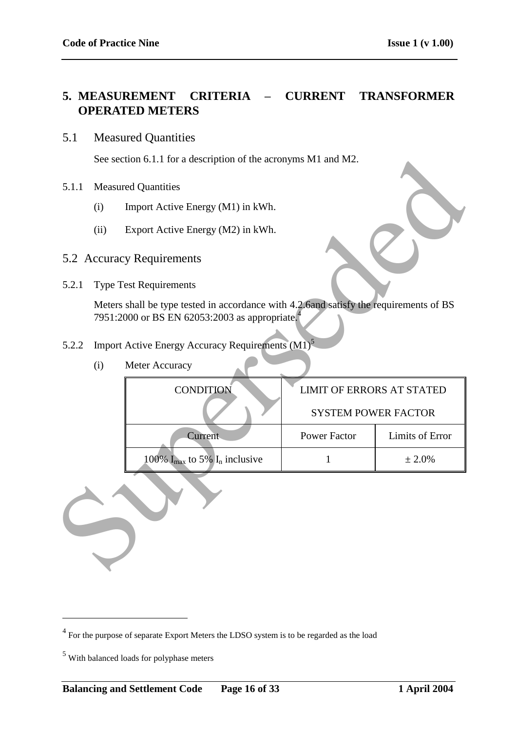# 5. MEASUREMENT CRITERIA – CURRENT TRANSFORMER OPERATED METERS

## 5.1 Measured Quantities

See section 6.1.1 for a description of the acronyms M1 and M2.

5.1.1 Measured Quantities

(i) Import Active Energy (M1) in kWh.

(ii) Export Active Energy (M2) in kWh.

## 5.2 Accuracy Requirements

5.2.1 Type Test Requirements

Meters shall be type tested in accordance with 4.2.6and satisfy the requirements of BS 7951:2000 or BS EN 62053:2003 as appropriate.[4]

5.2.2 Import Active Energy Accuracy Requirements (M1)[5]

(i) Meter Accuracy

| CONDITION | LIMIT OF ERRORS AT STATED SYSTEM POWER FACTOR | |
|---|---|---|
| Current | Power Factor | Limits of Error |
| 100% $I_{max}$ to 5% $I_n$ inclusive | 1 | ± 2.0% |

---

[4] For the purpose of separate Export Meters the LDSO system is to be regarded as the load

[5] With balanced loads for polyphase meters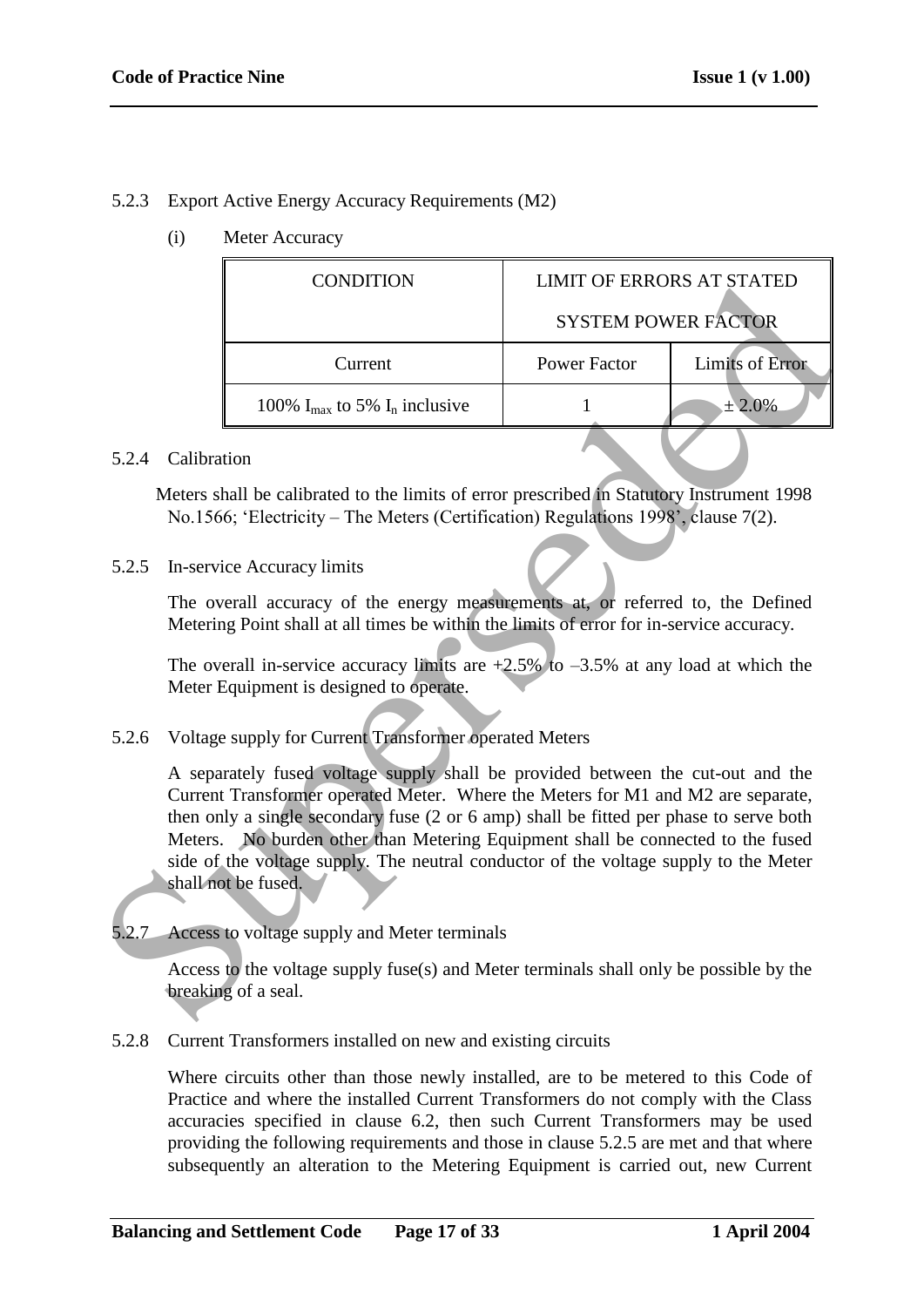5.2.3 Export Active Energy Accuracy Requirements (M2)

(i) Meter Accuracy

| CONDITION | LIMIT OF ERRORS AT STATED SYSTEM POWER FACTOR | |
|---|---|---|
| Current | Power Factor | Limits of Error |
| 100% $I_{max}$ to 5% $I_n$ inclusive | 1 | ± 2.0% |

5.2.4 Calibration

Meters shall be calibrated to the limits of error prescribed in Statutory Instrument 1998 No.1566; 'Electricity – The Meters (Certification) Regulations 1998', clause 7(2).

5.2.5 In-service Accuracy limits

The overall accuracy of the energy measurements at, or referred to, the Defined Metering Point shall at all times be within the limits of error for in-service accuracy.

The overall in-service accuracy limits are +2.5% to –3.5% at any load at which the Meter Equipment is designed to operate.

5.2.6 Voltage supply for Current Transformer operated Meters

A separately fused voltage supply shall be provided between the cut-out and the Current Transformer operated Meter. Where the Meters for M1 and M2 are separate, then only a single secondary fuse (2 or 6 amp) shall be fitted per phase to serve both Meters. No burden other than Metering Equipment shall be connected to the fused side of the voltage supply. The neutral conductor of the voltage supply to the Meter shall not be fused.

5.2.7 Access to voltage supply and Meter terminals

Access to the voltage supply fuse(s) and Meter terminals shall only be possible by the breaking of a seal.

5.2.8 Current Transformers installed on new and existing circuits

Where circuits other than those newly installed, are to be metered to this Code of Practice and where the installed Current Transformers do not comply with the Class accuracies specified in clause 6.2, then such Current Transformers may be used providing the following requirements and those in clause 5.2.5 are met and that where subsequently an alteration to the Metering Equipment is carried out, new Current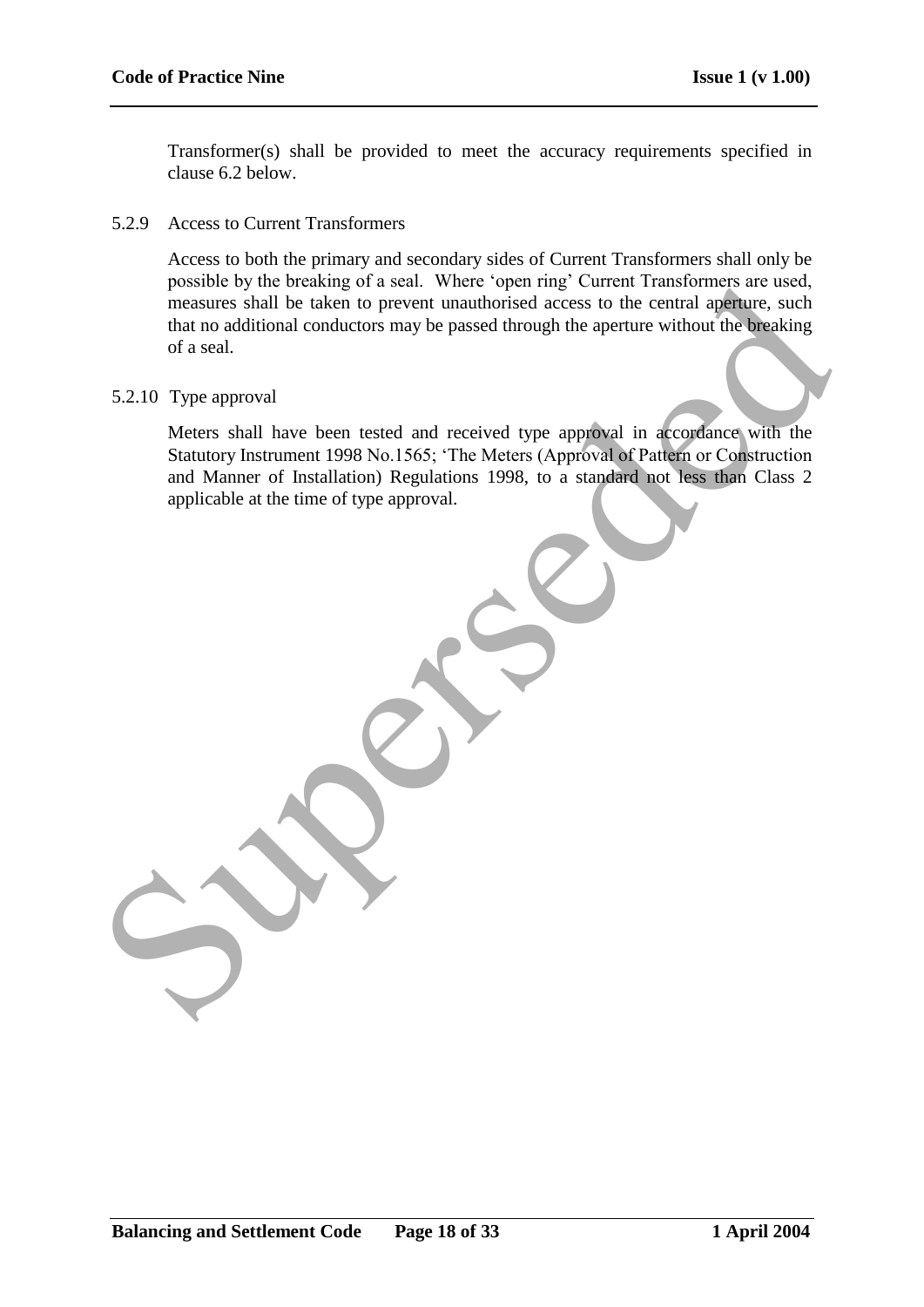Transformer(s) shall be provided to meet the accuracy requirements specified in clause 6.2 below.

5.2.9 Access to Current Transformers

Access to both the primary and secondary sides of Current Transformers shall only be possible by the breaking of a seal. Where 'open ring' Current Transformers are used, measures shall be taken to prevent unauthorised access to the central aperture, such that no additional conductors may be passed through the aperture without the breaking of a seal.

5.2.10 Type approval

Meters shall have been tested and received type approval in accordance with the Statutory Instrument 1998 No.1565; 'The Meters (Approval of Pattern or Construction and Manner of Installation) Regulations 1998, to a standard not less than Class 2 applicable at the time of type approval.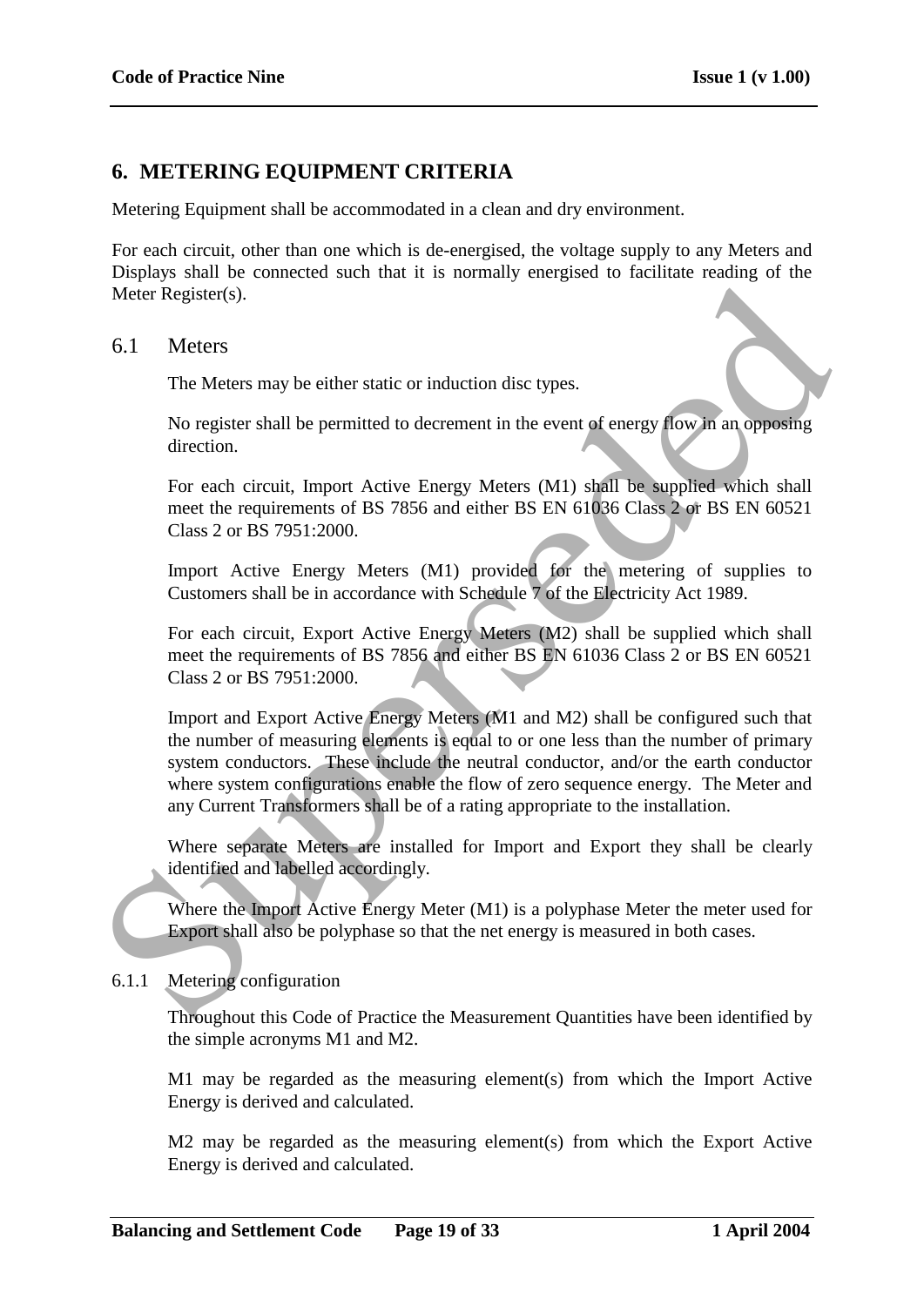## 6. METERING EQUIPMENT CRITERIA

Metering Equipment shall be accommodated in a clean and dry environment.

For each circuit, other than one which is de-energised, the voltage supply to any Meters and Displays shall be connected such that it is normally energised to facilitate reading of the Meter Register(s).

### 6.1 Meters

The Meters may be either static or induction disc types.

No register shall be permitted to decrement in the event of energy flow in an opposing direction.

For each circuit, Import Active Energy Meters (M1) shall be supplied which shall meet the requirements of BS 7856 and either BS EN 61036 Class 2 or BS EN 60521 Class 2 or BS 7951:2000.

Import Active Energy Meters (M1) provided for the metering of supplies to Customers shall be in accordance with Schedule 7 of the Electricity Act 1989.

For each circuit, Export Active Energy Meters (M2) shall be supplied which shall meet the requirements of BS 7856 and either BS EN 61036 Class 2 or BS EN 60521 Class 2 or BS 7951:2000.

Import and Export Active Energy Meters (M1 and M2) shall be configured such that the number of measuring elements is equal to or one less than the number of primary system conductors. These include the neutral conductor, and/or the earth conductor where system configurations enable the flow of zero sequence energy. The Meter and any Current Transformers shall be of a rating appropriate to the installation.

Where separate Meters are installed for Import and Export they shall be clearly identified and labelled accordingly.

Where the Import Active Energy Meter (M1) is a polyphase Meter the meter used for Export shall also be polyphase so that the net energy is measured in both cases.

#### 6.1.1 Metering configuration

Throughout this Code of Practice the Measurement Quantities have been identified by the simple acronyms M1 and M2.

M1 may be regarded as the measuring element(s) from which the Import Active Energy is derived and calculated.

M2 may be regarded as the measuring element(s) from which the Export Active Energy is derived and calculated.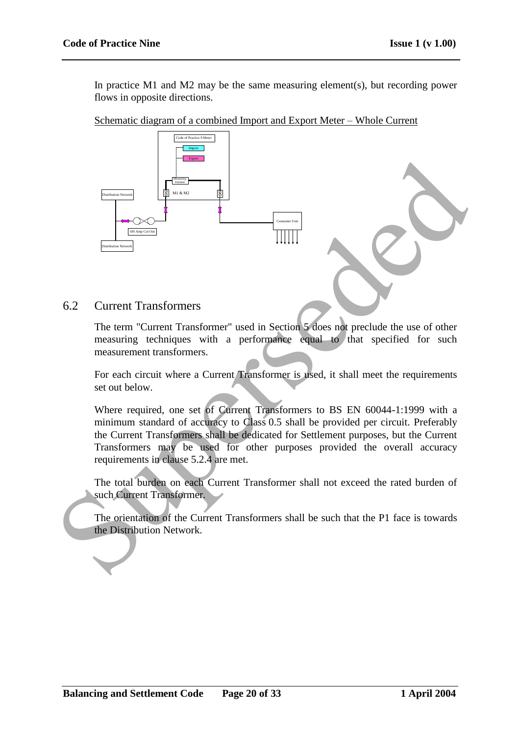In practice M1 and M2 may be the same measuring element(s), but recording power flows in opposite directions.

Schematic diagram of a combined Import and Export Meter – Whole Current

Code of Practice 9 Meter

Import

Export

Measuring Element

M1 & M2

Distribution Network

100 Amp Cut Out

Distribution Network

Consumer Unit

## 6.2 Current Transformers

The term "Current Transformer" used in Section 5 does not preclude the use of other measuring techniques with a performance equal to that specified for such measurement transformers.

For each circuit where a Current Transformer is used, it shall meet the requirements set out below.

Where required, one set of Current Transformers to BS EN 60044-1:1999 with a minimum standard of accuracy to Class 0.5 shall be provided per circuit. Preferably the Current Transformers shall be dedicated for Settlement purposes, but the Current Transformers may be used for other purposes provided the overall accuracy requirements in clause 5.2.4 are met.

The total burden on each Current Transformer shall not exceed the rated burden of such Current Transformer.

The orientation of the Current Transformers shall be such that the P1 face is towards the Distribution Network.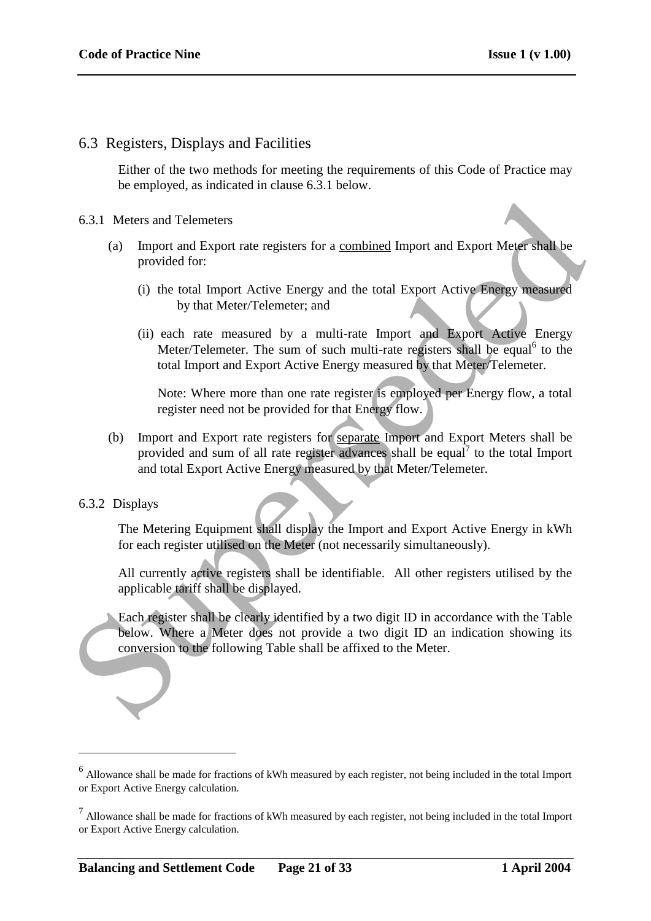## 6.3 Registers, Displays and Facilities

Either of the two methods for meeting the requirements of this Code of Practice may be employed, as indicated in clause 6.3.1 below.

### 6.3.1 Meters and Telemeters

(a) Import and Export rate registers for a combined Import and Export Meter shall be provided for:

(i) the total Import Active Energy and the total Export Active Energy measured by that Meter/Telemeter; and

(ii) each rate measured by a multi-rate Import and Export Active Energy Meter/Telemeter. The sum of such multi-rate registers shall be equal[6] to the total Import and Export Active Energy measured by that Meter/Telemeter.

Note: Where more than one rate register is employed per Energy flow, a total register need not be provided for that Energy flow.

(b) Import and Export rate registers for separate Import and Export Meters shall be provided and sum of all rate register advances shall be equal[7] to the total Import and total Export Active Energy measured by that Meter/Telemeter.

### 6.3.2 Displays

The Metering Equipment shall display the Import and Export Active Energy in kWh for each register utilised on the Meter (not necessarily simultaneously).

All currently active registers shall be identifiable. All other registers utilised by the applicable tariff shall be displayed.

Each register shall be clearly identified by a two digit ID in accordance with the Table below. Where a Meter does not provide a two digit ID an indication showing its conversion to the following Table shall be affixed to the Meter.

---

[6] Allowance shall be made for fractions of kWh measured by each register, not being included in the total Import or Export Active Energy calculation.

[7] Allowance shall be made for fractions of kWh measured by each register, not being included in the total Import or Export Active Energy calculation.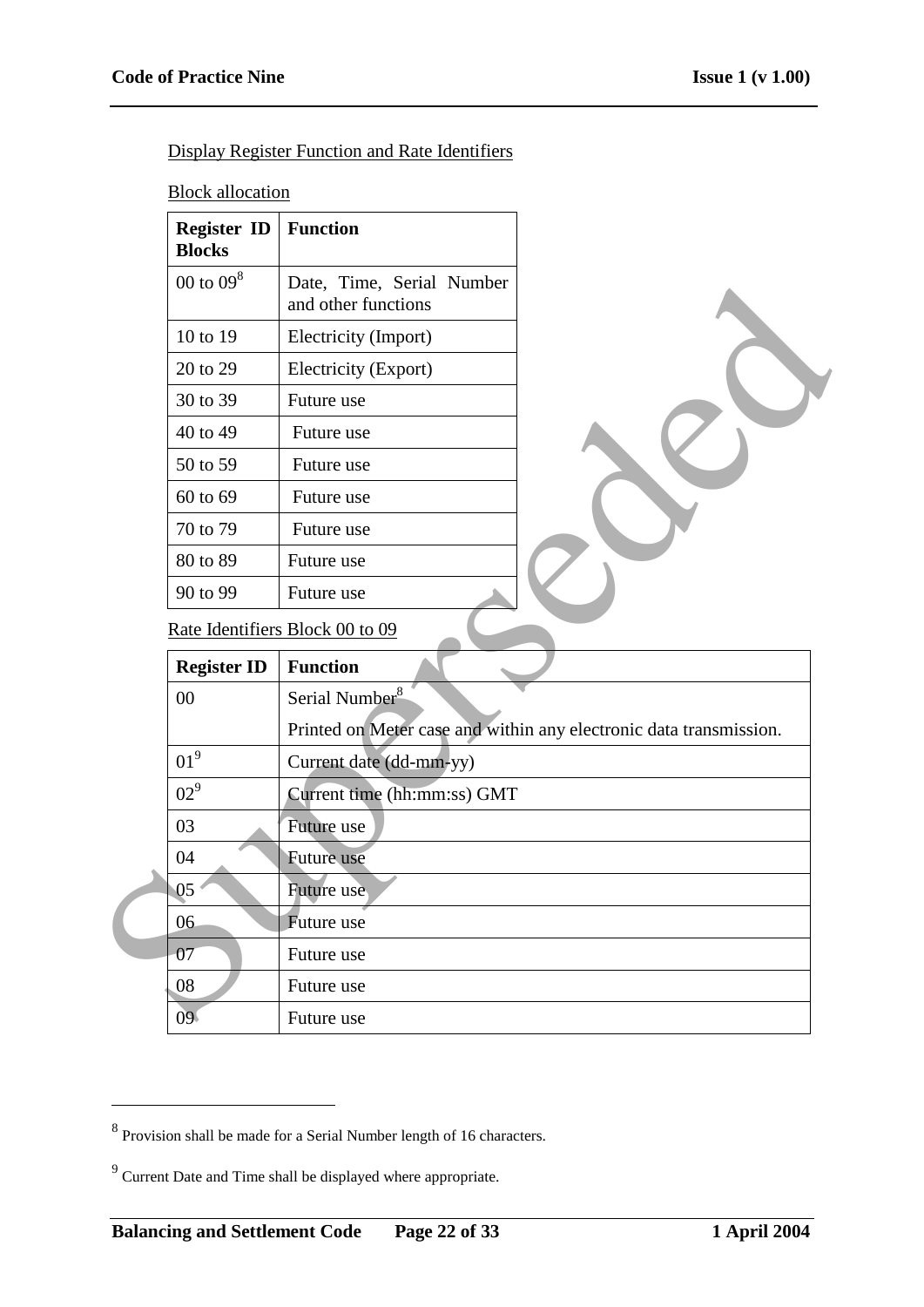Display Register Function and Rate Identifiers

Block allocation

| Register ID Blocks | Function |
|---|---|
| 00 to 09[8] | Date, Time, Serial Number and other functions |
| 10 to 19 | Electricity (Import) |
| 20 to 29 | Electricity (Export) |
| 30 to 39 | Future use |
| 40 to 49 | Future use |
| 50 to 59 | Future use |
| 60 to 69 | Future use |
| 70 to 79 | Future use |
| 80 to 89 | Future use |
| 90 to 99 | Future use |

Rate Identifiers Block 00 to 09

| Register ID | Function |
|---|---|
| 00 | Serial Number[8]<br>Printed on Meter case and within any electronic data transmission. |
| 01[9] | Current date (dd-mm-yy) |
| 02[9] | Current time (hh:mm:ss) GMT |
| 03 | Future use |
| 04 | Future use |
| 05 | Future use |
| 06 | Future use |
| 07 | Future use |
| 08 | Future use |
| 09 | Future use |

---

[8] Provision shall be made for a Serial Number length of 16 characters.

[9] Current Date and Time shall be displayed where appropriate.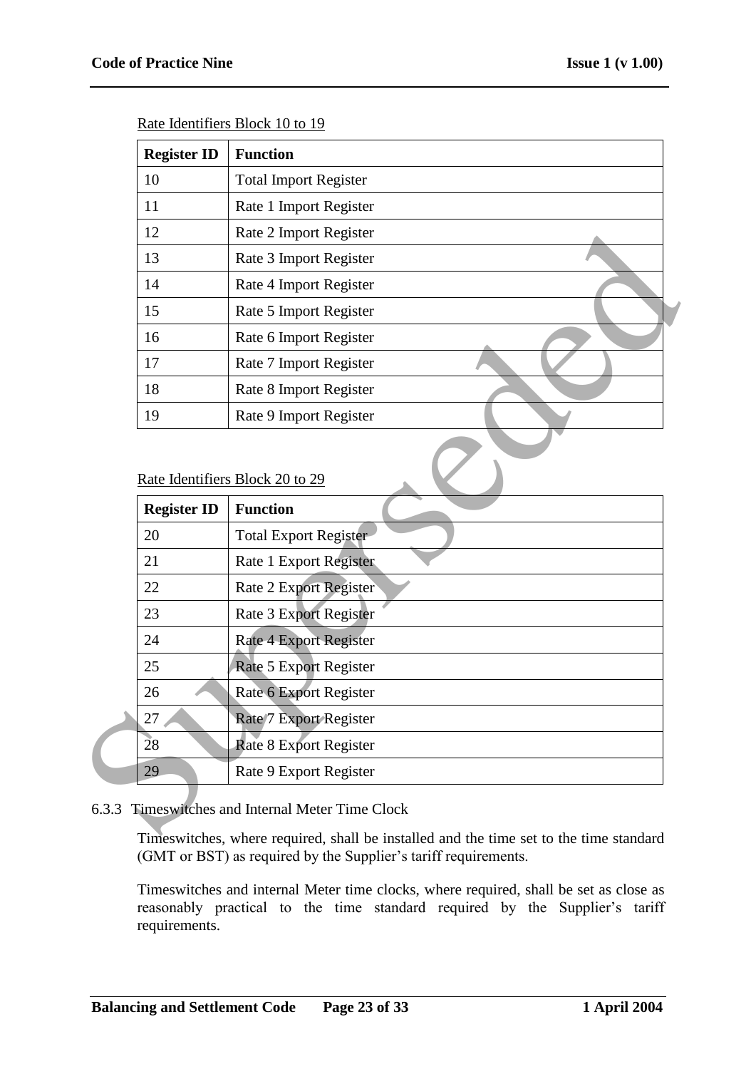Rate Identifiers Block 10 to 19

| Register ID | Function |
|---|---|
| 10 | Total Import Register |
| 11 | Rate 1 Import Register |
| 12 | Rate 2 Import Register |
| 13 | Rate 3 Import Register |
| 14 | Rate 4 Import Register |
| 15 | Rate 5 Import Register |
| 16 | Rate 6 Import Register |
| 17 | Rate 7 Import Register |
| 18 | Rate 8 Import Register |
| 19 | Rate 9 Import Register |

Rate Identifiers Block 20 to 29

| Register ID | Function |
|---|---|
| 20 | Total Export Register |
| 21 | Rate 1 Export Register |
| 22 | Rate 2 Export Register |
| 23 | Rate 3 Export Register |
| 24 | Rate 4 Export Register |
| 25 | Rate 5 Export Register |
| 26 | Rate 6 Export Register |
| 27 | Rate 7 Export Register |
| 28 | Rate 8 Export Register |
| 29 | Rate 9 Export Register |

6.3.3 Timeswitches and Internal Meter Time Clock

Timeswitches, where required, shall be installed and the time set to the time standard (GMT or BST) as required by the Supplier's tariff requirements.

Timeswitches and internal Meter time clocks, where required, shall be set as close as reasonably practical to the time standard required by the Supplier's tariff requirements.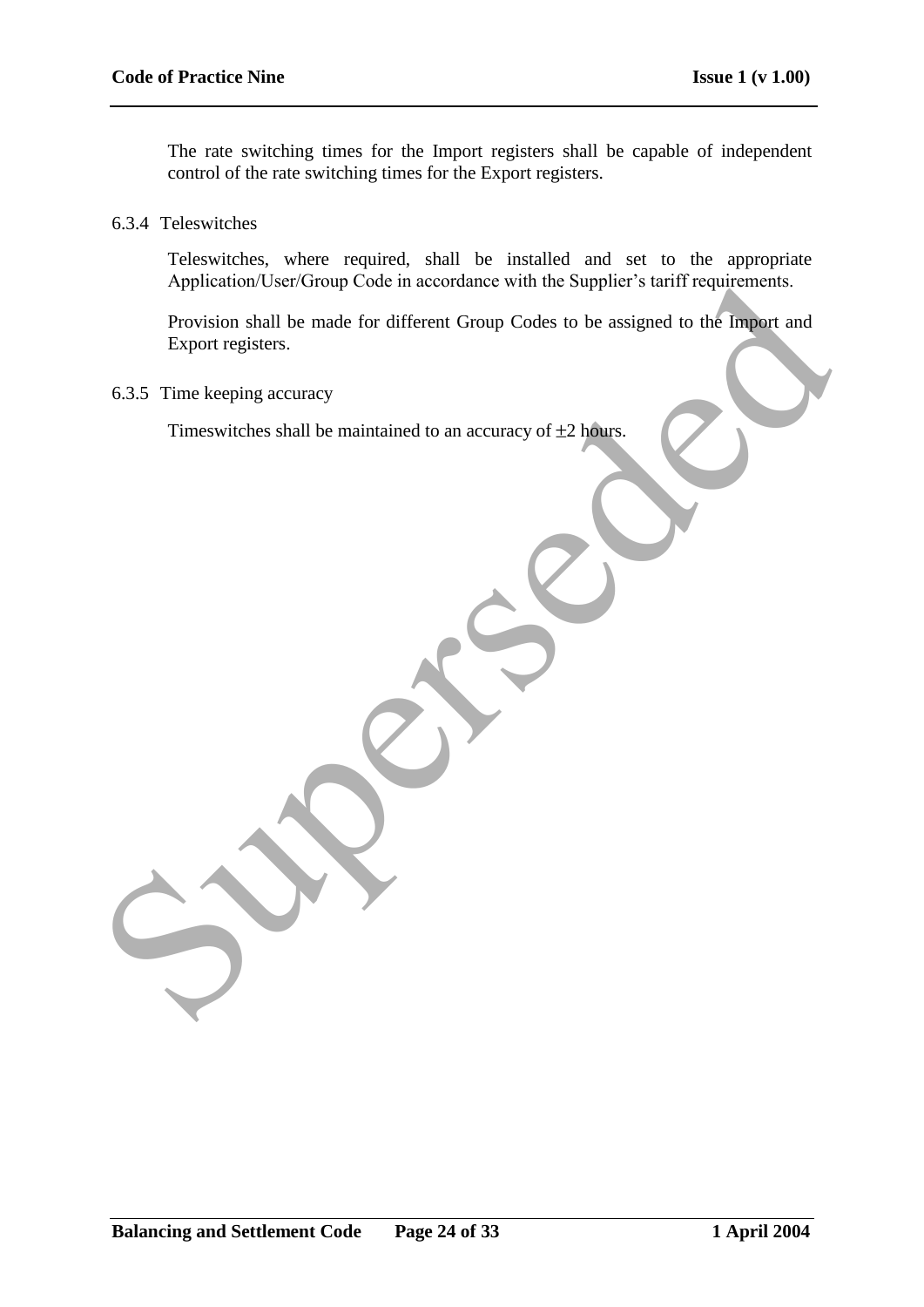The rate switching times for the Import registers shall be capable of independent control of the rate switching times for the Export registers.

6.3.4 Teleswitches

Teleswitches, where required, shall be installed and set to the appropriate Application/User/Group Code in accordance with the Supplier's tariff requirements.

Provision shall be made for different Group Codes to be assigned to the Import and Export registers.

6.3.5 Time keeping accuracy

Timeswitches shall be maintained to an accuracy of $\pm 2$ hours.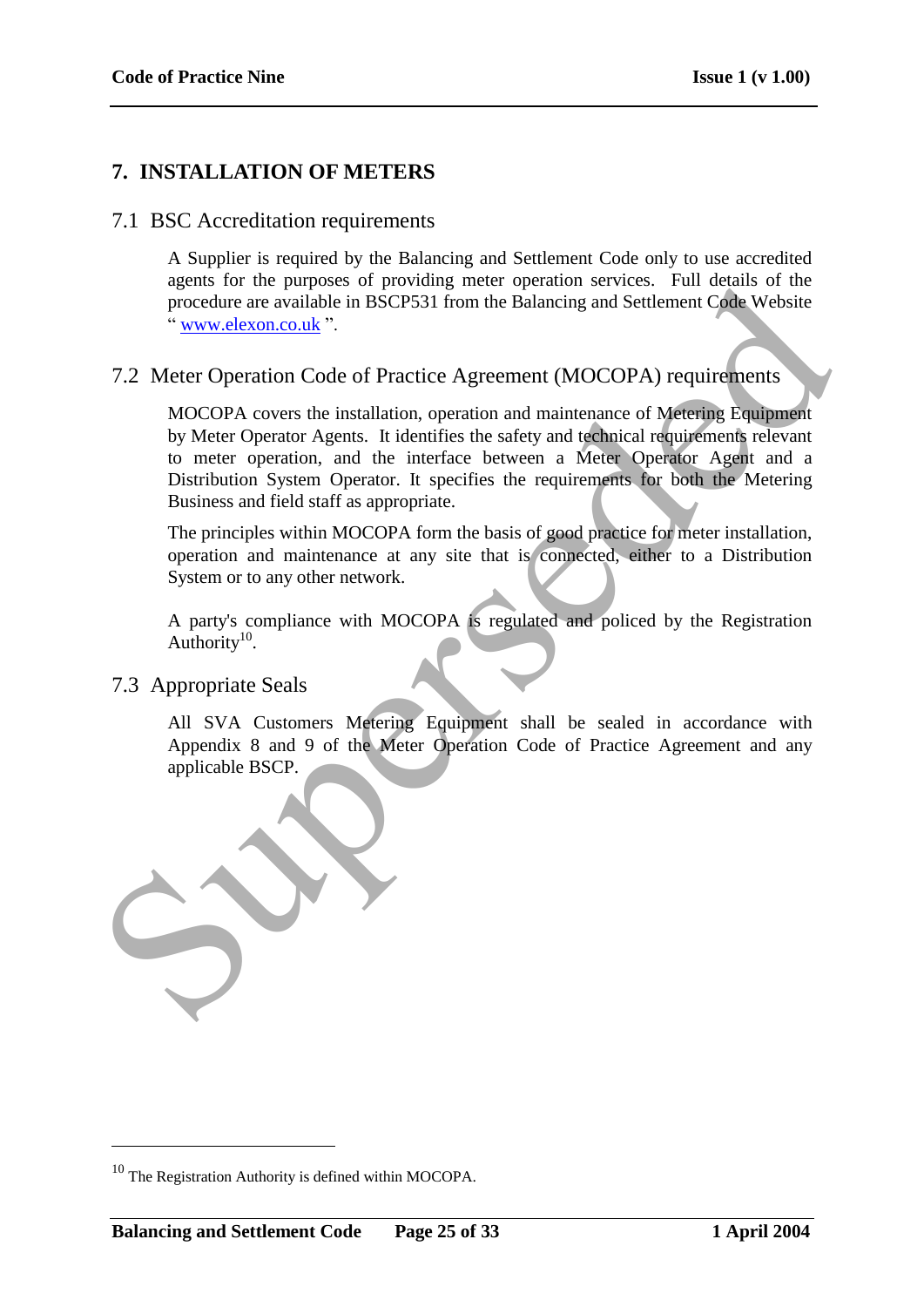## 7. INSTALLATION OF METERS

### 7.1 BSC Accreditation requirements

A Supplier is required by the Balancing and Settlement Code only to use accredited agents for the purposes of providing meter operation services. Full details of the procedure are available in BSCP531 from the Balancing and Settlement Code Website " www.elexon.co.uk ".

### 7.2 Meter Operation Code of Practice Agreement (MOCOPA) requirements

MOCOPA covers the installation, operation and maintenance of Metering Equipment by Meter Operator Agents. It identifies the safety and technical requirements relevant to meter operation, and the interface between a Meter Operator Agent and a Distribution System Operator. It specifies the requirements for both the Metering Business and field staff as appropriate.

The principles within MOCOPA form the basis of good practice for meter installation, operation and maintenance at any site that is connected, either to a Distribution System or to any other network.

A party's compliance with MOCOPA is regulated and policed by the Registration Authority[10].

### 7.3 Appropriate Seals

All SVA Customers Metering Equipment shall be sealed in accordance with Appendix 8 and 9 of the Meter Operation Code of Practice Agreement and any applicable BSCP.

[10] The Registration Authority is defined within MOCOPA.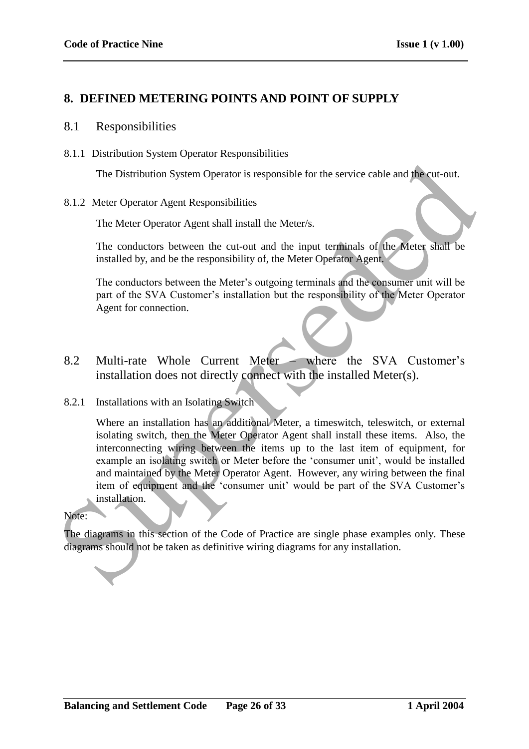# 8. DEFINED METERING POINTS AND POINT OF SUPPLY

## 8.1 Responsibilities

### 8.1.1 Distribution System Operator Responsibilities

The Distribution System Operator is responsible for the service cable and the cut-out.

### 8.1.2 Meter Operator Agent Responsibilities

The Meter Operator Agent shall install the Meter/s.

The conductors between the cut-out and the input terminals of the Meter shall be installed by, and be the responsibility of, the Meter Operator Agent.

The conductors between the Meter's outgoing terminals and the consumer unit will be part of the SVA Customer's installation but the responsibility of the Meter Operator Agent for connection.

## 8.2 Multi-rate Whole Current Meter – where the SVA Customer's installation does not directly connect with the installed Meter(s).

### 8.2.1 Installations with an Isolating Switch

Where an installation has an additional Meter, a timeswitch, teleswitch, or external isolating switch, then the Meter Operator Agent shall install these items. Also, the interconnecting wiring between the items up to the last item of equipment, for example an isolating switch or Meter before the 'consumer unit', would be installed and maintained by the Meter Operator Agent. However, any wiring between the final item of equipment and the 'consumer unit' would be part of the SVA Customer's installation.

Note:

The diagrams in this section of the Code of Practice are single phase examples only. These diagrams should not be taken as definitive wiring diagrams for any installation.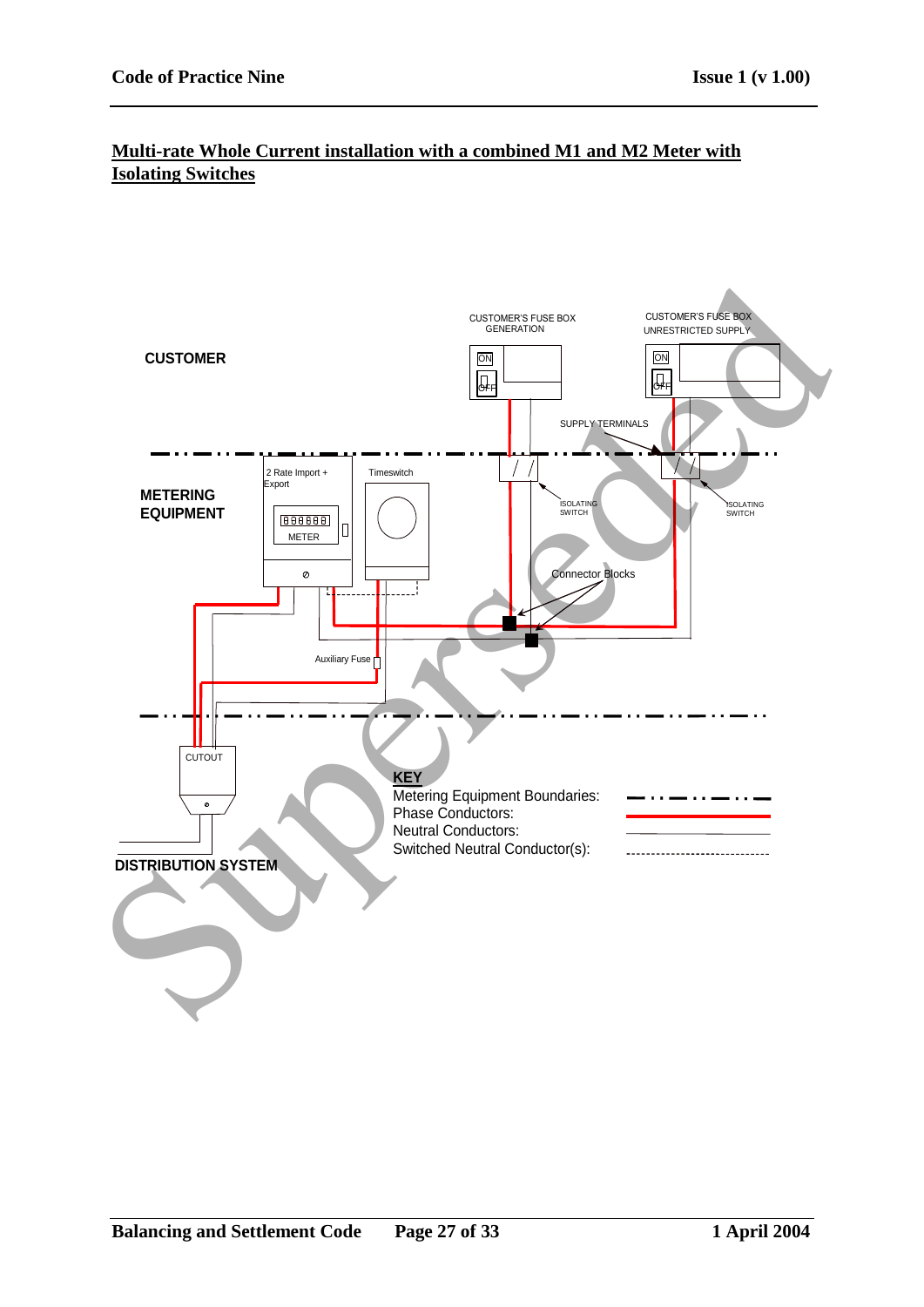## Multi-rate Whole Current installation with a combined M1 and M2 Meter with Isolating Switches

CUSTOMER

CUSTOMER'S FUSE BOX GENERATION

CUSTOMER'S FUSE BOX UNRESTRICTED SUPPLY

ON

OFF

ON

OFF

SUPPLY TERMINALS

METERING EQUIPMENT

2 Rate Import + Export

888888

METER

Timeswitch

ISOLATING SWITCH

ISOLATING SWITCH

Connector Blocks

Auxiliary Fuse

CUTOUT

DISTRIBUTION SYSTEM

**KEY**

Metering Equipment Boundaries:

Phase Conductors:

Neutral Conductors:

Switched Neutral Conductor(s):

Superseded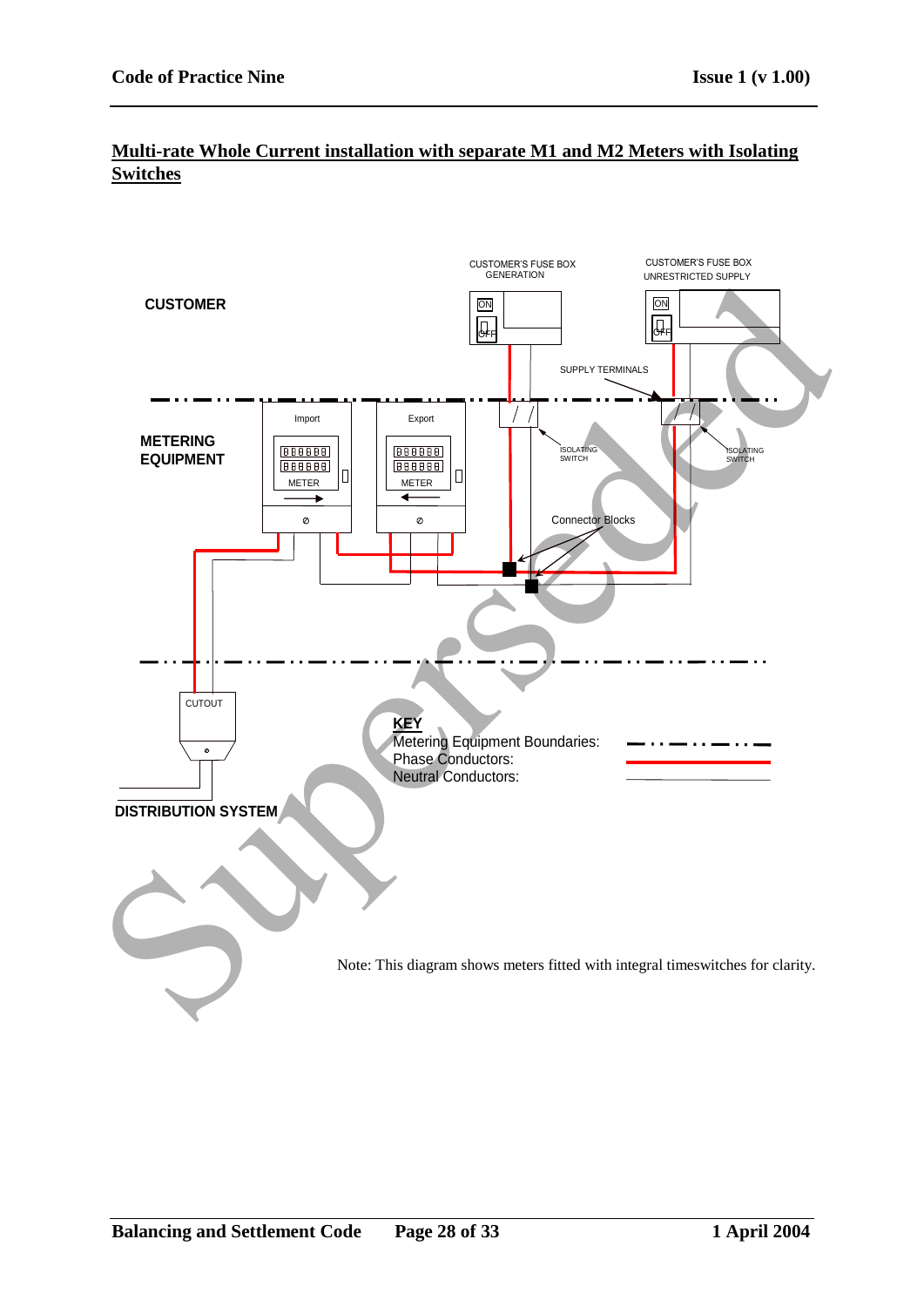## Multi-rate Whole Current installation with separate M1 and M2 Meters with Isolating Switches

CUSTOMER

CUSTOMER'S FUSE BOX GENERATION

CUSTOMER'S FUSE BOX UNRESTRICTED SUPPLY

ON

OFF

SUPPLY TERMINALS

METERING EQUIPMENT

Import

Export

METER

ISOLATING SWITCH

Connector Blocks

CUTOUT

DISTRIBUTION SYSTEM

**KEY**

Metering Equipment Boundaries:

Phase Conductors:

Neutral Conductors:

Superseded

Note: This diagram shows meters fitted with integral timeswitches for clarity.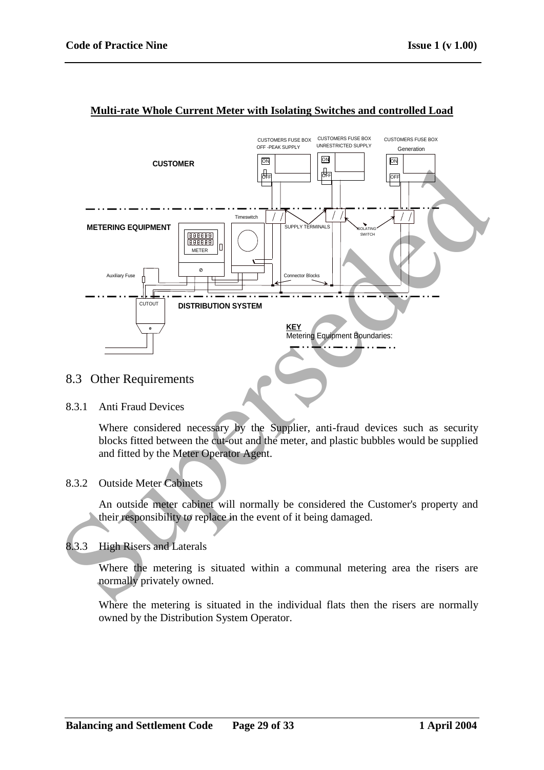**Multi-rate Whole Current Meter with Isolating Switches and controlled Load**

CUSTOMERS FUSE BOX OFF -PEAK SUPPLY

CUSTOMERS FUSE BOX UNRESTRICTED SUPPLY

CUSTOMERS FUSE BOX Generation

CUSTOMER

METERING EQUIPMENT

Timeswitch

SUPPLY TERMINALS

ISOLATING SWITCH

METER

Auxiliary Fuse

Connector Blocks

CUTOUT

DISTRIBUTION SYSTEM

**KEY**

Metering Equipment Boundaries:

## 8.3 Other Requirements

### 8.3.1 Anti Fraud Devices

Where considered necessary by the Supplier, anti-fraud devices such as security blocks fitted between the cut-out and the meter, and plastic bubbles would be supplied and fitted by the Meter Operator Agent.

### 8.3.2 Outside Meter Cabinets

An outside meter cabinet will normally be considered the Customer's property and their responsibility to replace in the event of it being damaged.

### 8.3.3 High Risers and Laterals

Where the metering is situated within a communal metering area the risers are normally privately owned.

Where the metering is situated in the individual flats then the risers are normally owned by the Distribution System Operator.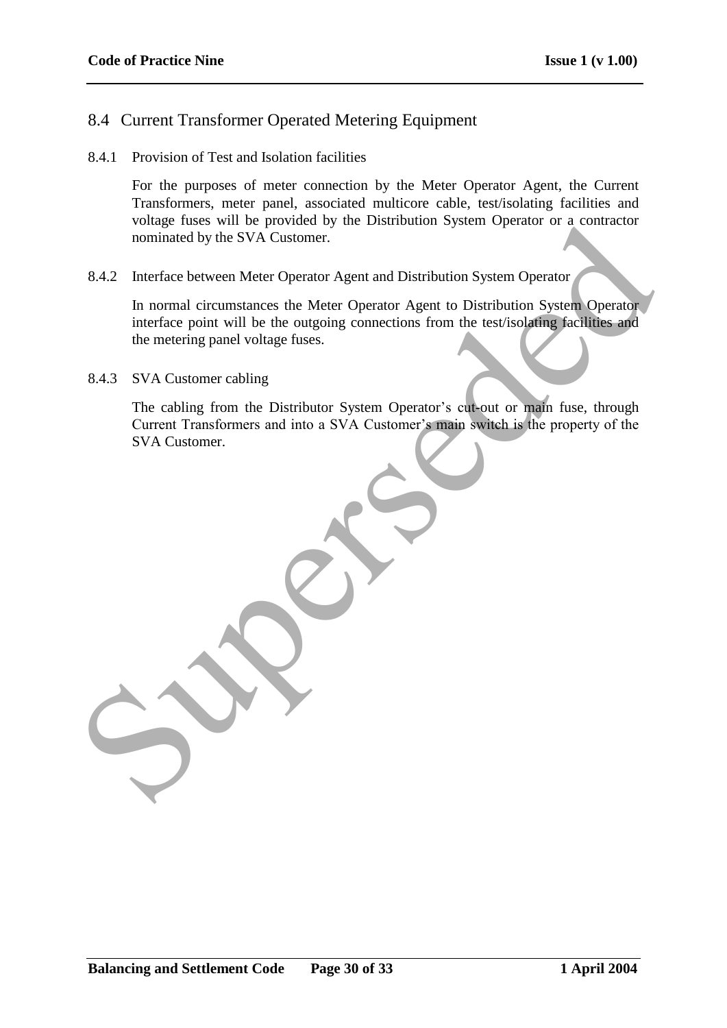## 8.4 Current Transformer Operated Metering Equipment

### 8.4.1 Provision of Test and Isolation facilities

For the purposes of meter connection by the Meter Operator Agent, the Current Transformers, meter panel, associated multicore cable, test/isolating facilities and voltage fuses will be provided by the Distribution System Operator or a contractor nominated by the SVA Customer.

### 8.4.2 Interface between Meter Operator Agent and Distribution System Operator

In normal circumstances the Meter Operator Agent to Distribution System Operator interface point will be the outgoing connections from the test/isolating facilities and the metering panel voltage fuses.

### 8.4.3 SVA Customer cabling

The cabling from the Distributor System Operator's cut-out or main fuse, through Current Transformers and into a SVA Customer's main switch is the property of the SVA Customer.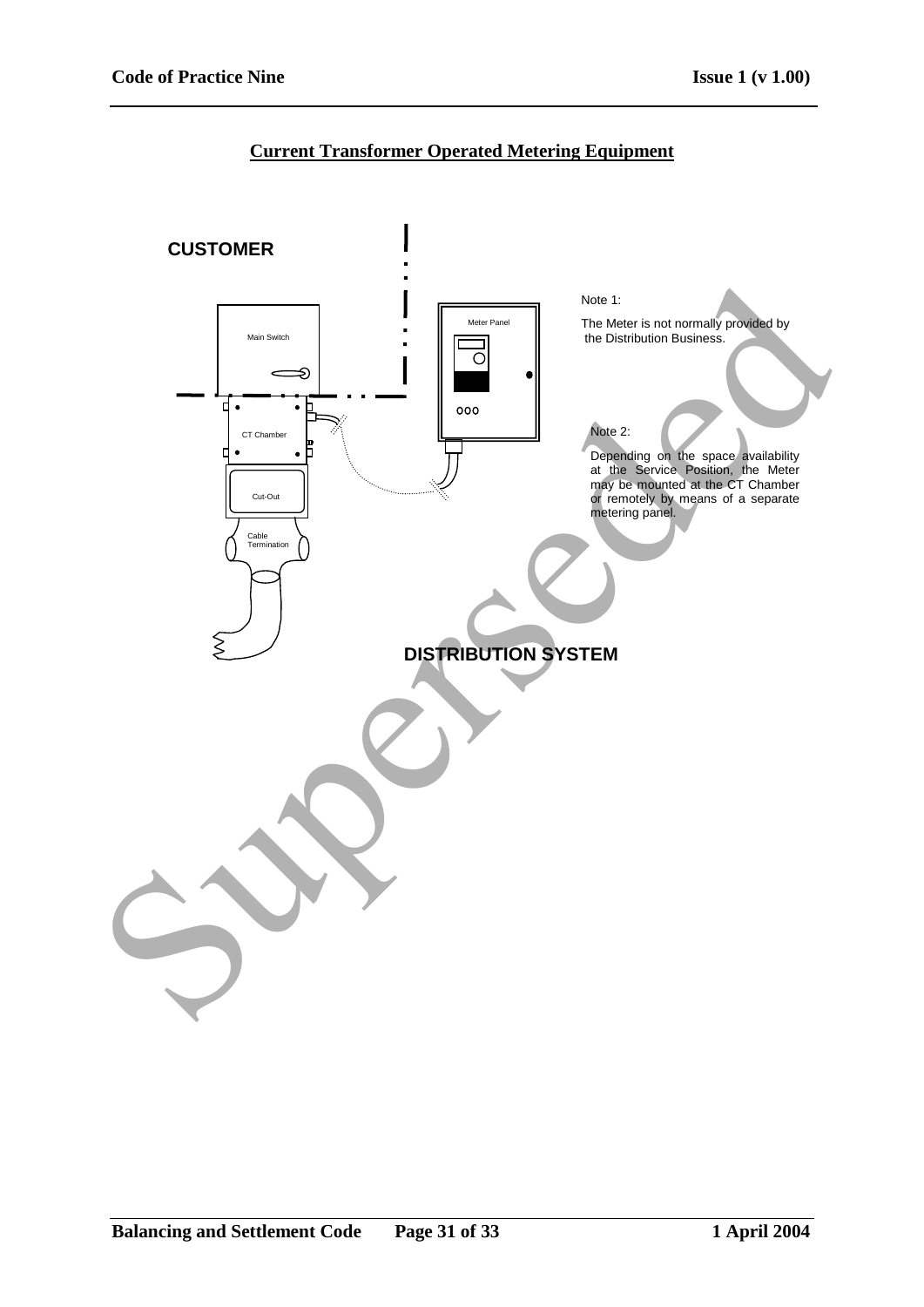## Current Transformer Operated Metering Equipment

CUSTOMER

Main Switch

CT Chamber

Cut-Out

Cable Termination

Meter Panel

DISTRIBUTION SYSTEM

Note 1:

The Meter is not normally provided by the Distribution Business.

Note 2:

Depending on the space availability at the Service Position, the Meter may be mounted at the CT Chamber or remotely by means of a separate metering panel.

Superseded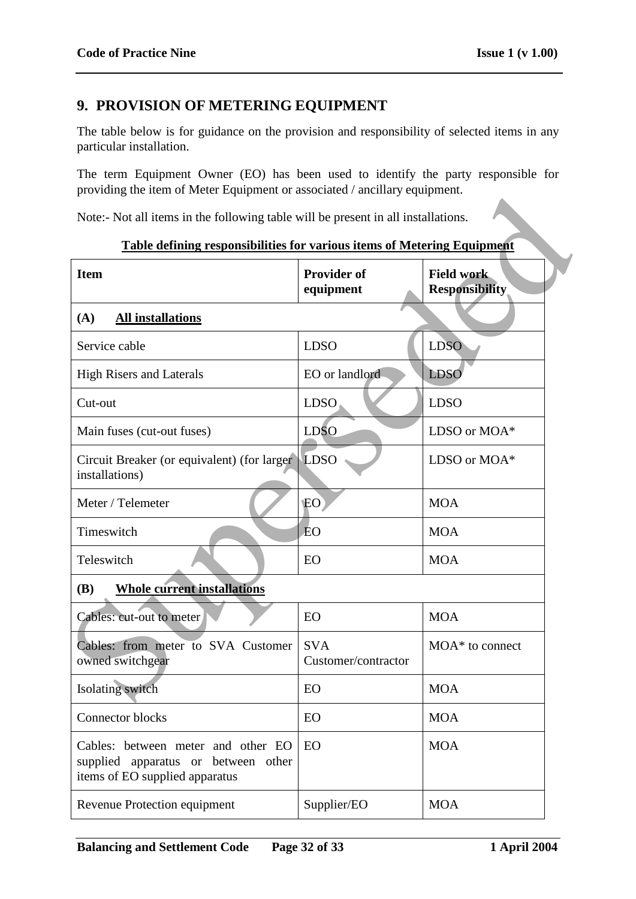## 9. PROVISION OF METERING EQUIPMENT

The table below is for guidance on the provision and responsibility of selected items in any particular installation.

The term Equipment Owner (EO) has been used to identify the party responsible for providing the item of Meter Equipment or associated / ancillary equipment.

Note:- Not all items in the following table will be present in all installations.

**Table defining responsibilities for various items of Metering Equipment**

| Item | Provider of equipment | Field work Responsibility |
|---|---|---|
| **(A) All installations** | | |
| Service cable | LDSO | LDSO |
| High Risers and Laterals | EO or landlord | LDSO |
| Cut-out | LDSO | LDSO |
| Main fuses (cut-out fuses) | LDSO | LDSO or MOA* |
| Circuit Breaker (or equivalent) (for larger installations) | LDSO | LDSO or MOA* |
| Meter / Telemeter | EO | MOA |
| Timeswitch | EO | MOA |
| Teleswitch | EO | MOA |
| **(B) Whole current installations** | | |
| Cables: cut-out to meter | EO | MOA |
| Cables: from meter to SVA Customer owned switchgear | SVA Customer/contractor | MOA* to connect |
| Isolating switch | EO | MOA |
| Connector blocks | EO | MOA |
| Cables: between meter and other EO supplied apparatus or between other items of EO supplied apparatus | EO | MOA |
| Revenue Protection equipment | Supplier/EO | MOA |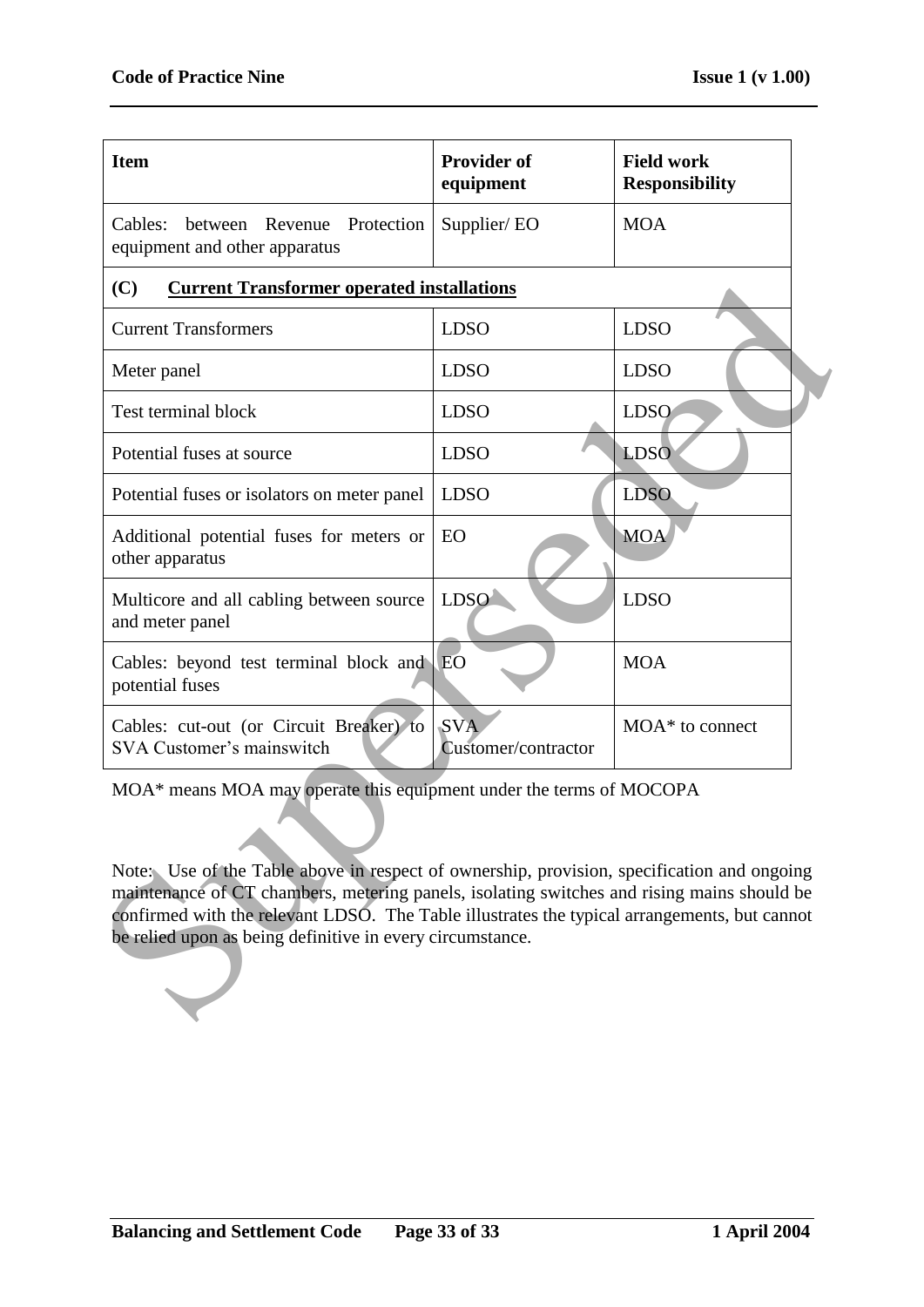| Item | Provider of equipment | Field work Responsibility |
| --- | --- | --- |
| Cables: between Revenue Protection equipment and other apparatus | Supplier/ EO | MOA |
| **(C) Current Transformer operated installations** | | |
| Current Transformers | LDSO | LDSO |
| Meter panel | LDSO | LDSO |
| Test terminal block | LDSO | LDSO |
| Potential fuses at source | LDSO | LDSO |
| Potential fuses or isolators on meter panel | LDSO | LDSO |
| Additional potential fuses for meters or other apparatus | EO | MOA |
| Multicore and all cabling between source and meter panel | LDSO | LDSO |
| Cables: beyond test terminal block and potential fuses | EO | MOA |
| Cables: cut-out (or Circuit Breaker) to SVA Customer's mainswitch | SVA Customer/contractor | MOA* to connect |

MOA* means MOA may operate this equipment under the terms of MOCOPA

Note: Use of the Table above in respect of ownership, provision, specification and ongoing maintenance of CT chambers, metering panels, isolating switches and rising mains should be confirmed with the relevant LDSO. The Table illustrates the typical arrangements, but cannot be relied upon as being definitive in every circumstance.